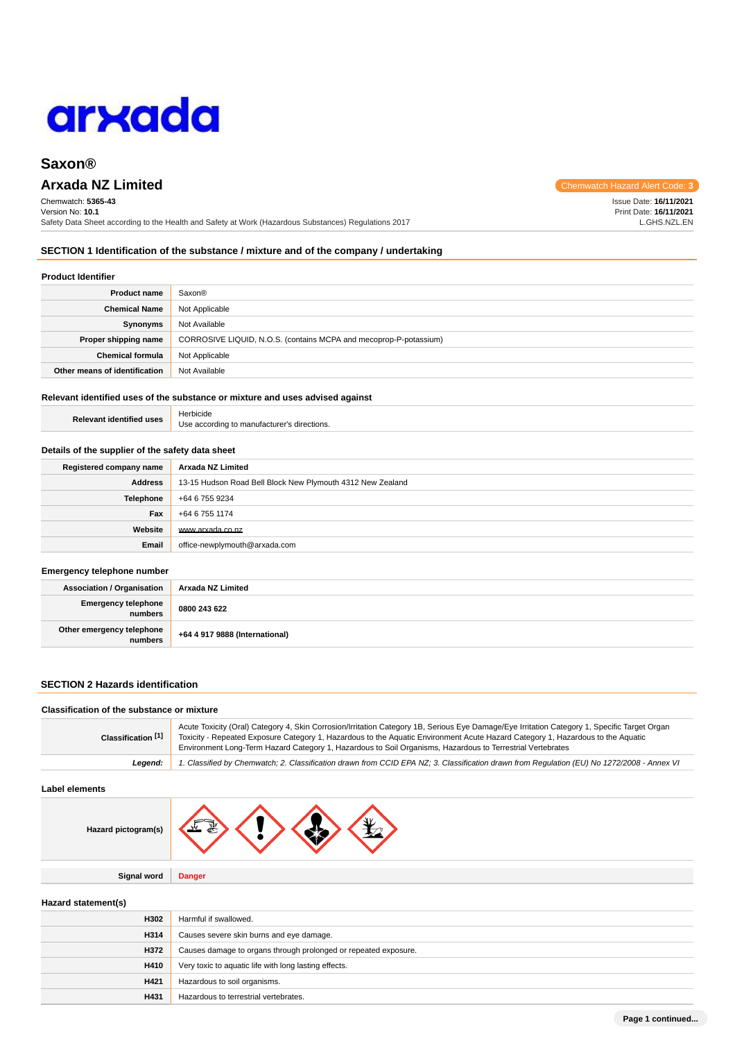arxada

# Saxon®

## Arxada NZ Limited

Chemwatch Hazard Alert Code: 3

Chemwatch: **5365-43**
Version No: **10.1**
Safety Data Sheet according to the Health and Safety at Work (Hazardous Substances) Regulations 2017

Issue Date: **16/11/2021**
Print Date: **16/11/2021**
L.GHS.NZL.EN

## SECTION 1 Identification of the substance / mixture and of the company / undertaking

### Product Identifier

| | |
|---|---|
| **Product name** | Saxon® |
| **Chemical Name** | Not Applicable |
| **Synonyms** | Not Available |
| **Proper shipping name** | CORROSIVE LIQUID, N.O.S. (contains MCPA and mecoprop-P-potassium) |
| **Chemical formula** | Not Applicable |
| **Other means of identification** | Not Available |

### Relevant identified uses of the substance or mixture and uses advised against

| | |
|---|---|
| **Relevant identified uses** | Herbicide<br>Use according to manufacturer's directions. |

### Details of the supplier of the safety data sheet

| | |
|---|---|
| **Registered company name** | **Arxada NZ Limited** |
| **Address** | 13-15 Hudson Road Bell Block New Plymouth 4312 New Zealand |
| **Telephone** | +64 6 755 9234 |
| **Fax** | +64 6 755 1174 |
| **Website** | www.arxada.co.nz |
| **Email** | office-newplymouth@arxada.com |

### Emergency telephone number

| | |
|---|---|
| **Association / Organisation** | **Arxada NZ Limited** |
| **Emergency telephone numbers** | **0800 243 622** |
| **Other emergency telephone numbers** | **+64 4 917 9888 (International)** |

## SECTION 2 Hazards identification

### Classification of the substance or mixture

| | |
|---|---|
| **Classification [1]** | Acute Toxicity (Oral) Category 4, Skin Corrosion/Irritation Category 1B, Serious Eye Damage/Eye Irritation Category 1, Specific Target Organ Toxicity - Repeated Exposure Category 1, Hazardous to the Aquatic Environment Acute Hazard Category 1, Hazardous to the Aquatic Environment Long-Term Hazard Category 1, Hazardous to Soil Organisms, Hazardous to Terrestrial Vertebrates |
| ***Legend:*** | *1. Classified by Chemwatch; 2. Classification drawn from CCID EPA NZ; 3. Classification drawn from Regulation (EU) No 1272/2008 - Annex VI* |

### Label elements

| | |
|---|---|
| **Hazard pictogram(s)** | |
| **Signal word** | **Danger** |

### Hazard statement(s)

| | |
|---|---|
| **H302** | Harmful if swallowed. |
| **H314** | Causes severe skin burns and eye damage. |
| **H372** | Causes damage to organs through prolonged or repeated exposure. |
| **H410** | Very toxic to aquatic life with long lasting effects. |
| **H421** | Hazardous to soil organisms. |
| **H431** | Hazardous to terrestrial vertebrates. |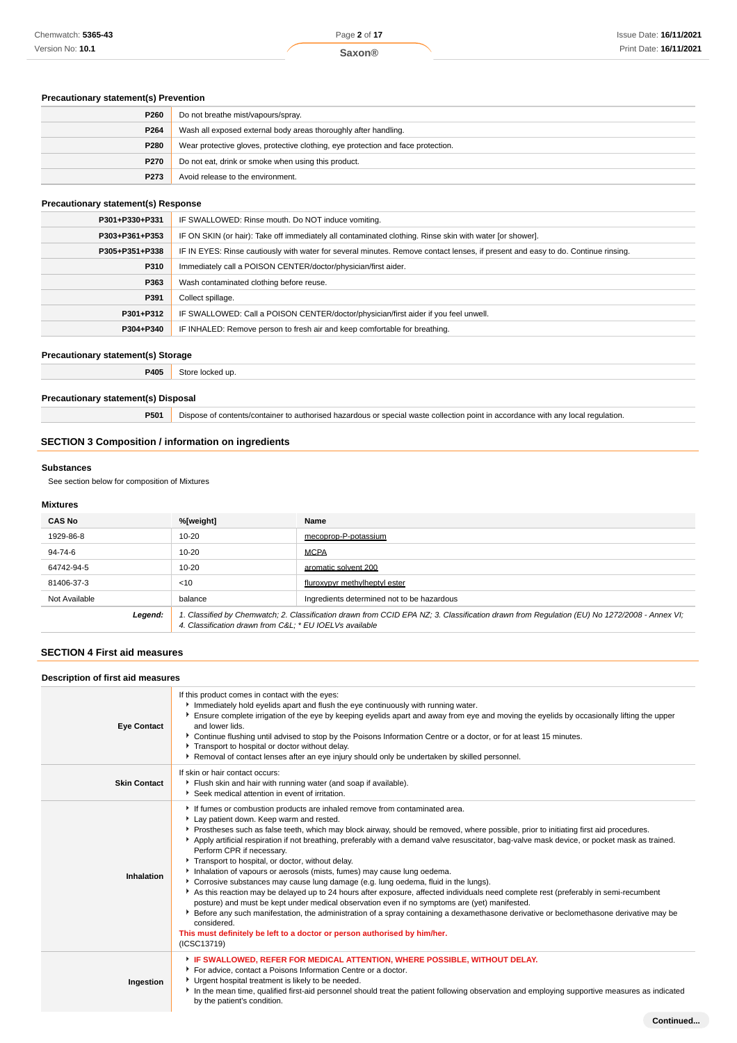### Precautionary statement(s) Prevention

| | |
|---|---|
| **P260** | Do not breathe mist/vapours/spray. |
| **P264** | Wash all exposed external body areas thoroughly after handling. |
| **P280** | Wear protective gloves, protective clothing, eye protection and face protection. |
| **P270** | Do not eat, drink or smoke when using this product. |
| **P273** | Avoid release to the environment. |

### Precautionary statement(s) Response

| | |
|---|---|
| **P301+P330+P331** | IF SWALLOWED: Rinse mouth. Do NOT induce vomiting. |
| **P303+P361+P353** | IF ON SKIN (or hair): Take off immediately all contaminated clothing. Rinse skin with water [or shower]. |
| **P305+P351+P338** | IF IN EYES: Rinse cautiously with water for several minutes. Remove contact lenses, if present and easy to do. Continue rinsing. |
| **P310** | Immediately call a POISON CENTER/doctor/physician/first aider. |
| **P363** | Wash contaminated clothing before reuse. |
| **P391** | Collect spillage. |
| **P301+P312** | IF SWALLOWED: Call a POISON CENTER/doctor/physician/first aider if you feel unwell. |
| **P304+P340** | IF INHALED: Remove person to fresh air and keep comfortable for breathing. |

### Precautionary statement(s) Storage

| | |
|---|---|
| **P405** | Store locked up. |

### Precautionary statement(s) Disposal

| | |
|---|---|
| **P501** | Dispose of contents/container to authorised hazardous or special waste collection point in accordance with any local regulation. |

## SECTION 3 Composition / information on ingredients

### Substances

See section below for composition of Mixtures

### Mixtures

| CAS No | %[weight] | Name |
|---|---|---|
| 1929-86-8 | 10-20 | mecoprop-P-potassium |
| 94-74-6 | 10-20 | MCPA |
| 64742-94-5 | 10-20 | aromatic solvent 200 |
| 81406-37-3 | <10 | fluroxypyr methylheptyl ester |
| Not Available | balance | Ingredients determined not to be hazardous |
| ***Legend:*** | *1. Classified by Chemwatch; 2. Classification drawn from CCID EPA NZ; 3. Classification drawn from Regulation (EU) No 1272/2008 - Annex VI; 4. Classification drawn from C&L; * EU IOELVs available* | |

## SECTION 4 First aid measures

### Description of first aid measures

| | |
|---|---|
| **Eye Contact** | If this product comes in contact with the eyes:<br>▸ Immediately hold eyelids apart and flush the eye continuously with running water.<br>▸ Ensure complete irrigation of the eye by keeping eyelids apart and away from eye and moving the eyelids by occasionally lifting the upper and lower lids.<br>▸ Continue flushing until advised to stop by the Poisons Information Centre or a doctor, or for at least 15 minutes.<br>▸ Transport to hospital or doctor without delay.<br>▸ Removal of contact lenses after an eye injury should only be undertaken by skilled personnel. |
| **Skin Contact** | If skin or hair contact occurs:<br>▸ Flush skin and hair with running water (and soap if available).<br>▸ Seek medical attention in event of irritation. |
| **Inhalation** | ▸ If fumes or combustion products are inhaled remove from contaminated area.<br>▸ Lay patient down. Keep warm and rested.<br>▸ Prostheses such as false teeth, which may block airway, should be removed, where possible, prior to initiating first aid procedures.<br>▸ Apply artificial respiration if not breathing, preferably with a demand valve resuscitator, bag-valve mask device, or pocket mask as trained. Perform CPR if necessary.<br>▸ Transport to hospital, or doctor, without delay.<br>▸ Inhalation of vapours or aerosols (mists, fumes) may cause lung oedema.<br>▸ Corrosive substances may cause lung damage (e.g. lung oedema, fluid in the lungs).<br>▸ As this reaction may be delayed up to 24 hours after exposure, affected individuals need complete rest (preferably in semi-recumbent posture) and must be kept under medical observation even if no symptoms are (yet) manifested.<br>▸ Before any such manifestation, the administration of a spray containing a dexamethasone derivative or beclomethasone derivative may be considered.<br>**This must definitely be left to a doctor or person authorised by him/her.**<br>(ICSC13719) |
| **Ingestion** | ▸ **IF SWALLOWED, REFER FOR MEDICAL ATTENTION, WHERE POSSIBLE, WITHOUT DELAY.**<br>▸ For advice, contact a Poisons Information Centre or a doctor.<br>▸ Urgent hospital treatment is likely to be needed.<br>▸ In the mean time, qualified first-aid personnel should treat the patient following observation and employing supportive measures as indicated by the patient's condition. |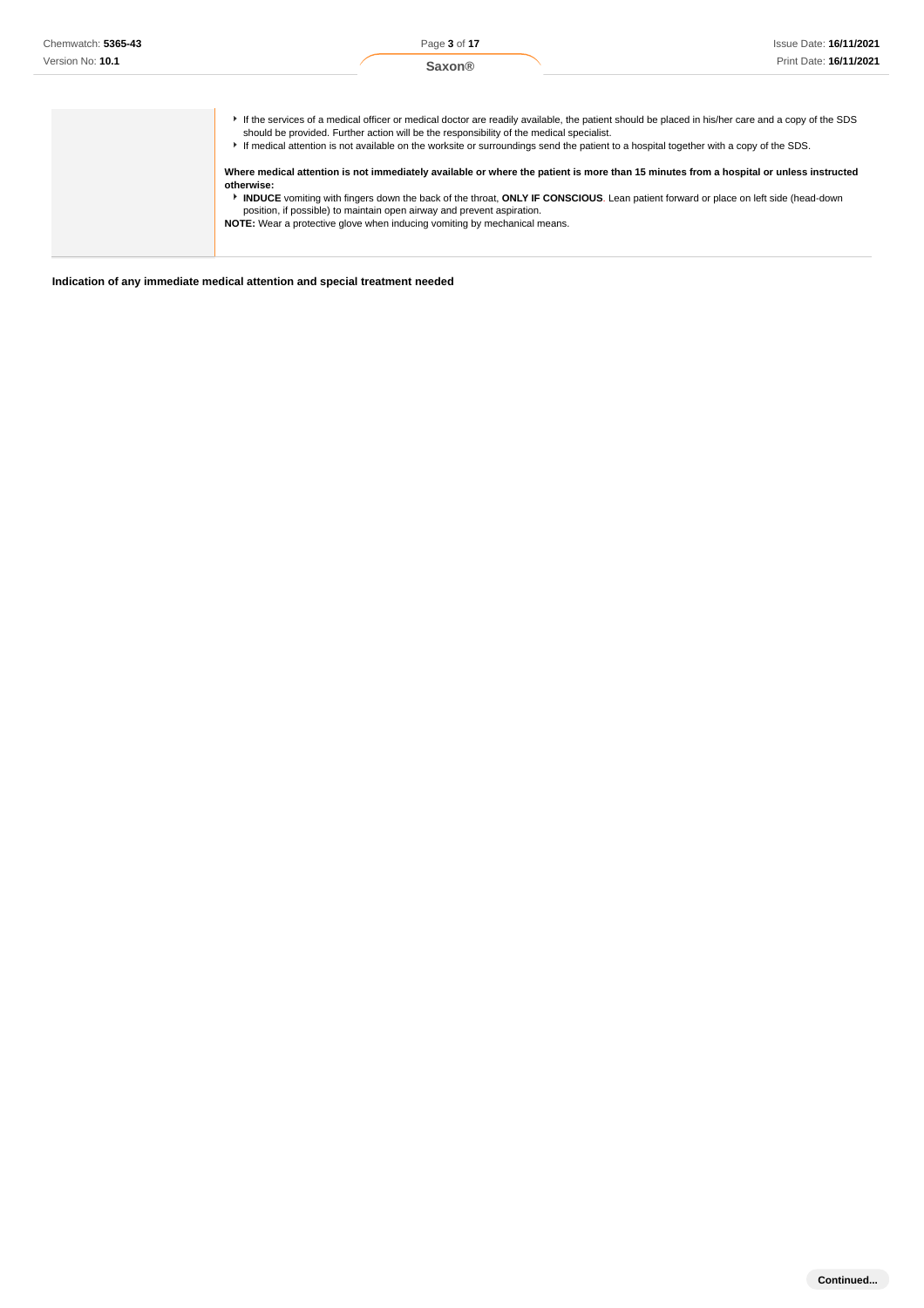| | |
|---|---|
| | - If the services of a medical officer or medical doctor are readily available, the patient should be placed in his/her care and a copy of the SDS should be provided. Further action will be the responsibility of the medical specialist.<br>- If medical attention is not available on the worksite or surroundings send the patient to a hospital together with a copy of the SDS.<br><br>**Where medical attention is not immediately available or where the patient is more than 15 minutes from a hospital or unless instructed otherwise:**<br>- **INDUCE** vomiting with fingers down the back of the throat, **ONLY IF CONSCIOUS**. Lean patient forward or place on left side (head-down position, if possible) to maintain open airway and prevent aspiration.<br><br>**NOTE:** Wear a protective glove when inducing vomiting by mechanical means. |

**Indication of any immediate medical attention and special treatment needed**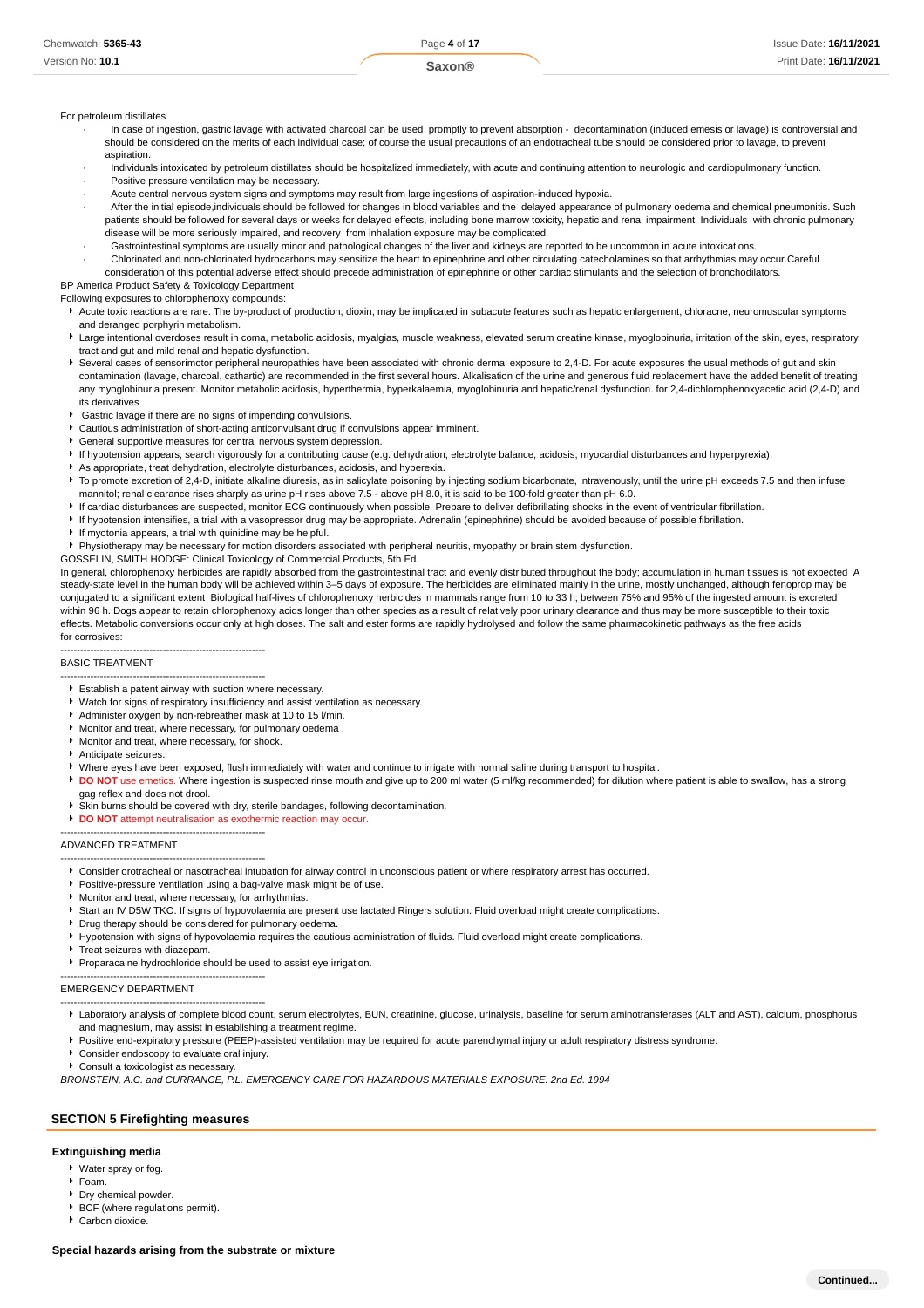For petroleum distillates

- In case of ingestion, gastric lavage with activated charcoal can be used promptly to prevent absorption - decontamination (induced emesis or lavage) is controversial and should be considered on the merits of each individual case; of course the usual precautions of an endotracheal tube should be considered prior to lavage, to prevent aspiration.
- Individuals intoxicated by petroleum distillates should be hospitalized immediately, with acute and continuing attention to neurologic and cardiopulmonary function.
- Positive pressure ventilation may be necessary.
- Acute central nervous system signs and symptoms may result from large ingestions of aspiration-induced hypoxia.
- After the initial episode,individuals should be followed for changes in blood variables and the delayed appearance of pulmonary oedema and chemical pneumonitis. Such patients should be followed for several days or weeks for delayed effects, including bone marrow toxicity, hepatic and renal impairment Individuals with chronic pulmonary disease will be more seriously impaired, and recovery from inhalation exposure may be complicated.
- Gastrointestinal symptoms are usually minor and pathological changes of the liver and kidneys are reported to be uncommon in acute intoxications.
- Chlorinated and non-chlorinated hydrocarbons may sensitize the heart to epinephrine and other circulating catecholamines so that arrhythmias may occur.Careful consideration of this potential adverse effect should precede administration of epinephrine or other cardiac stimulants and the selection of bronchodilators.

BP America Product Safety & Toxicology Department

Following exposures to chlorophenoxy compounds:

- Acute toxic reactions are rare. The by-product of production, dioxin, may be implicated in subacute features such as hepatic enlargement, chloracne, neuromuscular symptoms and deranged porphyrin metabolism.
- Large intentional overdoses result in coma, metabolic acidosis, myalgias, muscle weakness, elevated serum creatine kinase, myoglobinuria, irritation of the skin, eyes, respiratory tract and gut and mild renal and hepatic dysfunction.
- Several cases of sensorimotor peripheral neuropathies have been associated with chronic dermal exposure to 2,4-D. For acute exposures the usual methods of gut and skin contamination (lavage, charcoal, cathartic) are recommended in the first several hours. Alkalisation of the urine and generous fluid replacement have the added benefit of treating any myoglobinuria present. Monitor metabolic acidosis, hyperthermia, hyperkalaemia, myoglobinuria and hepatic/renal dysfunction. for 2,4-dichlorophenoxyacetic acid (2,4-D) and its derivatives
- Gastric lavage if there are no signs of impending convulsions.
- Cautious administration of short-acting anticonvulsant drug if convulsions appear imminent.
- General supportive measures for central nervous system depression.
- If hypotension appears, search vigorously for a contributing cause (e.g. dehydration, electrolyte balance, acidosis, myocardial disturbances and hyperpyrexia).
- As appropriate, treat dehydration, electrolyte disturbances, acidosis, and hyperexia.
- To promote excretion of 2,4-D, initiate alkaline diuresis, as in salicylate poisoning by injecting sodium bicarbonate, intravenously, until the urine pH exceeds 7.5 and then infuse mannitol; renal clearance rises sharply as urine pH rises above 7.5 - above pH 8.0, it is said to be 100-fold greater than pH 6.0.
- If cardiac disturbances are suspected, monitor ECG continuously when possible. Prepare to deliver defibrillating shocks in the event of ventricular fibrillation.
- If hypotension intensifies, a trial with a vasopressor drug may be appropriate. Adrenalin (epinephrine) should be avoided because of possible fibrillation.
- If myotonia appears, a trial with quinidine may be helpful.
- Physiotherapy may be necessary for motion disorders associated with peripheral neuritis, myopathy or brain stem dysfunction.

GOSSELIN, SMITH HODGE: Clinical Toxicology of Commercial Products, 5th Ed.

In general, chlorophenoxy herbicides are rapidly absorbed from the gastrointestinal tract and evenly distributed throughout the body; accumulation in human tissues is not expected A steady-state level in the human body will be achieved within 3–5 days of exposure. The herbicides are eliminated mainly in the urine, mostly unchanged, although fenoprop may be conjugated to a significant extent Biological half-lives of chlorophenoxy herbicides in mammals range from 10 to 33 h; between 75% and 95% of the ingested amount is excreted within 96 h. Dogs appear to retain chlorophenoxy acids longer than other species as a result of relatively poor urinary clearance and thus may be more susceptible to their toxic effects. Metabolic conversions occur only at high doses. The salt and ester forms are rapidly hydrolysed and follow the same pharmacokinetic pathways as the free acids

for corrosives:

--------------------------------------------------------------

BASIC TREATMENT

--------------------------------------------------------------

- Establish a patent airway with suction where necessary.
- Watch for signs of respiratory insufficiency and assist ventilation as necessary.
- Administer oxygen by non-rebreather mask at 10 to 15 l/min.
- Monitor and treat, where necessary, for pulmonary oedema .
- Monitor and treat, where necessary, for shock.
- Anticipate seizures.
- Where eyes have been exposed, flush immediately with water and continue to irrigate with normal saline during transport to hospital.
- **DO NOT** use emetics. Where ingestion is suspected rinse mouth and give up to 200 ml water (5 ml/kg recommended) for dilution where patient is able to swallow, has a strong gag reflex and does not drool.
- Skin burns should be covered with dry, sterile bandages, following decontamination.
- **DO NOT** attempt neutralisation as exothermic reaction may occur.

--------------------------------------------------------------

ADVANCED TREATMENT

--------------------------------------------------------------

- Consider orotracheal or nasotracheal intubation for airway control in unconscious patient or where respiratory arrest has occurred.
- Positive-pressure ventilation using a bag-valve mask might be of use.
- Monitor and treat, where necessary, for arrhythmias.
- Start an IV D5W TKO. If signs of hypovolaemia are present use lactated Ringers solution. Fluid overload might create complications.
- Drug therapy should be considered for pulmonary oedema.
- Hypotension with signs of hypovolaemia requires the cautious administration of fluids. Fluid overload might create complications.
- Treat seizures with diazepam.
- Proparacaine hydrochloride should be used to assist eye irrigation.

--------------------------------------------------------------

EMERGENCY DEPARTMENT

--------------------------------------------------------------

- Laboratory analysis of complete blood count, serum electrolytes, BUN, creatinine, glucose, urinalysis, baseline for serum aminotransferases (ALT and AST), calcium, phosphorus and magnesium, may assist in establishing a treatment regime.
- Positive end-expiratory pressure (PEEP)-assisted ventilation may be required for acute parenchymal injury or adult respiratory distress syndrome.
- Consider endoscopy to evaluate oral injury.
- Consult a toxicologist as necessary.

*BRONSTEIN, A.C. and CURRANCE, P.L. EMERGENCY CARE FOR HAZARDOUS MATERIALS EXPOSURE: 2nd Ed. 1994*

## SECTION 5 Firefighting measures

### Extinguishing media

- Water spray or fog.
- Foam.
- Dry chemical powder.
- BCF (where regulations permit).
- Carbon dioxide.

### Special hazards arising from the substrate or mixture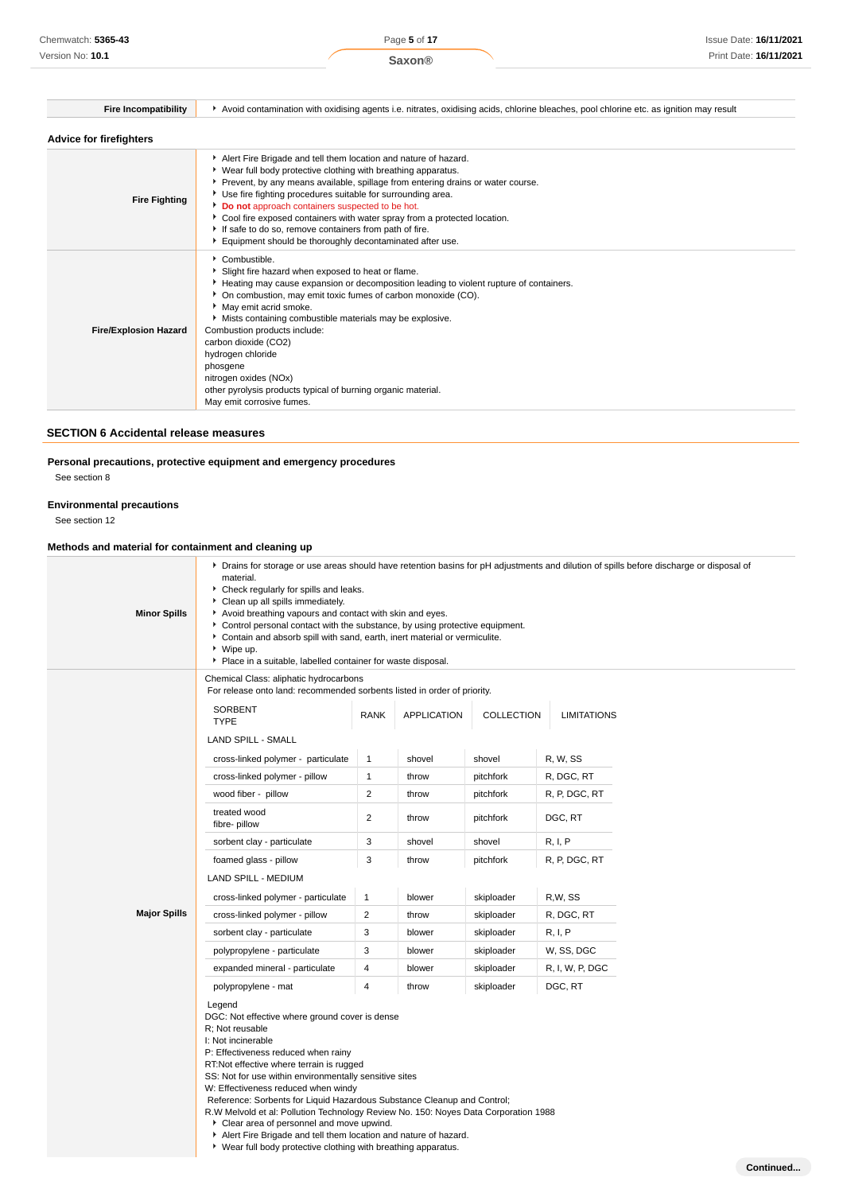| | |
|---|---|
| **Fire Incompatibility** | ▸ Avoid contamination with oxidising agents i.e. nitrates, oxidising acids, chlorine bleaches, pool chlorine etc. as ignition may result |

### Advice for firefighters

| | |
|---|---|
| **Fire Fighting** | ▸ Alert Fire Brigade and tell them location and nature of hazard.<br>▸ Wear full body protective clothing with breathing apparatus.<br>▸ Prevent, by any means available, spillage from entering drains or water course.<br>▸ Use fire fighting procedures suitable for surrounding area.<br>▸ **Do not** approach containers suspected to be hot.<br>▸ Cool fire exposed containers with water spray from a protected location.<br>▸ If safe to do so, remove containers from path of fire.<br>▸ Equipment should be thoroughly decontaminated after use. |
| **Fire/Explosion Hazard** | ▸ Combustible.<br>▸ Slight fire hazard when exposed to heat or flame.<br>▸ Heating may cause expansion or decomposition leading to violent rupture of containers.<br>▸ On combustion, may emit toxic fumes of carbon monoxide (CO).<br>▸ May emit acrid smoke.<br>▸ Mists containing combustible materials may be explosive.<br>Combustion products include:<br>carbon dioxide ($CO_2$)<br>hydrogen chloride<br>phosgene<br>nitrogen oxides (NOx)<br>other pyrolysis products typical of burning organic material.<br>May emit corrosive fumes. |

## SECTION 6 Accidental release measures

### Personal precautions, protective equipment and emergency procedures

See section 8

### Environmental precautions

See section 12

### Methods and material for containment and cleaning up

| | |
|---|---|
| **Minor Spills** | ▸ Drains for storage or use areas should have retention basins for pH adjustments and dilution of spills before discharge or disposal of material.<br>▸ Check regularly for spills and leaks.<br>▸ Clean up all spills immediately.<br>▸ Avoid breathing vapours and contact with skin and eyes.<br>▸ Control personal contact with the substance, by using protective equipment.<br>▸ Contain and absorb spill with sand, earth, inert material or vermiculite.<br>▸ Wipe up.<br>▸ Place in a suitable, labelled container for waste disposal. |

**Major Spills**

Chemical Class: aliphatic hydrocarbons
For release onto land: recommended sorbents listed in order of priority.

| SORBENT TYPE | RANK | APPLICATION | COLLECTION | LIMITATIONS |
|---|---|---|---|---|
| LAND SPILL - SMALL | | | | |
| cross-linked polymer - particulate | 1 | shovel | shovel | R, W, SS |
| cross-linked polymer - pillow | 1 | throw | pitchfork | R, DGC, RT |
| wood fiber - pillow | 2 | throw | pitchfork | R, P, DGC, RT |
| treated wood fibre- pillow | 2 | throw | pitchfork | DGC, RT |
| sorbent clay - particulate | 3 | shovel | shovel | R, I, P |
| foamed glass - pillow | 3 | throw | pitchfork | R, P, DGC, RT |
| LAND SPILL - MEDIUM | | | | |
| cross-linked polymer - particulate | 1 | blower | skiploader | R,W, SS |
| cross-linked polymer - pillow | 2 | throw | skiploader | R, DGC, RT |
| sorbent clay - particulate | 3 | blower | skiploader | R, I, P |
| polypropylene - particulate | 3 | blower | skiploader | W, SS, DGC |
| expanded mineral - particulate | 4 | blower | skiploader | R, I, W, P, DGC |
| polypropylene - mat | 4 | throw | skiploader | DGC, RT |

Legend
DGC: Not effective where ground cover is dense
R; Not reusable
I: Not incinerable
P: Effectiveness reduced when rainy
RT:Not effective where terrain is rugged
SS: Not for use within environmentally sensitive sites
W: Effectiveness reduced when windy
Reference: Sorbents for Liquid Hazardous Substance Cleanup and Control;
R.W Melvold et al: Pollution Technology Review No. 150: Noyes Data Corporation 1988

- Clear area of personnel and move upwind.
- Alert Fire Brigade and tell them location and nature of hazard.
- Wear full body protective clothing with breathing apparatus.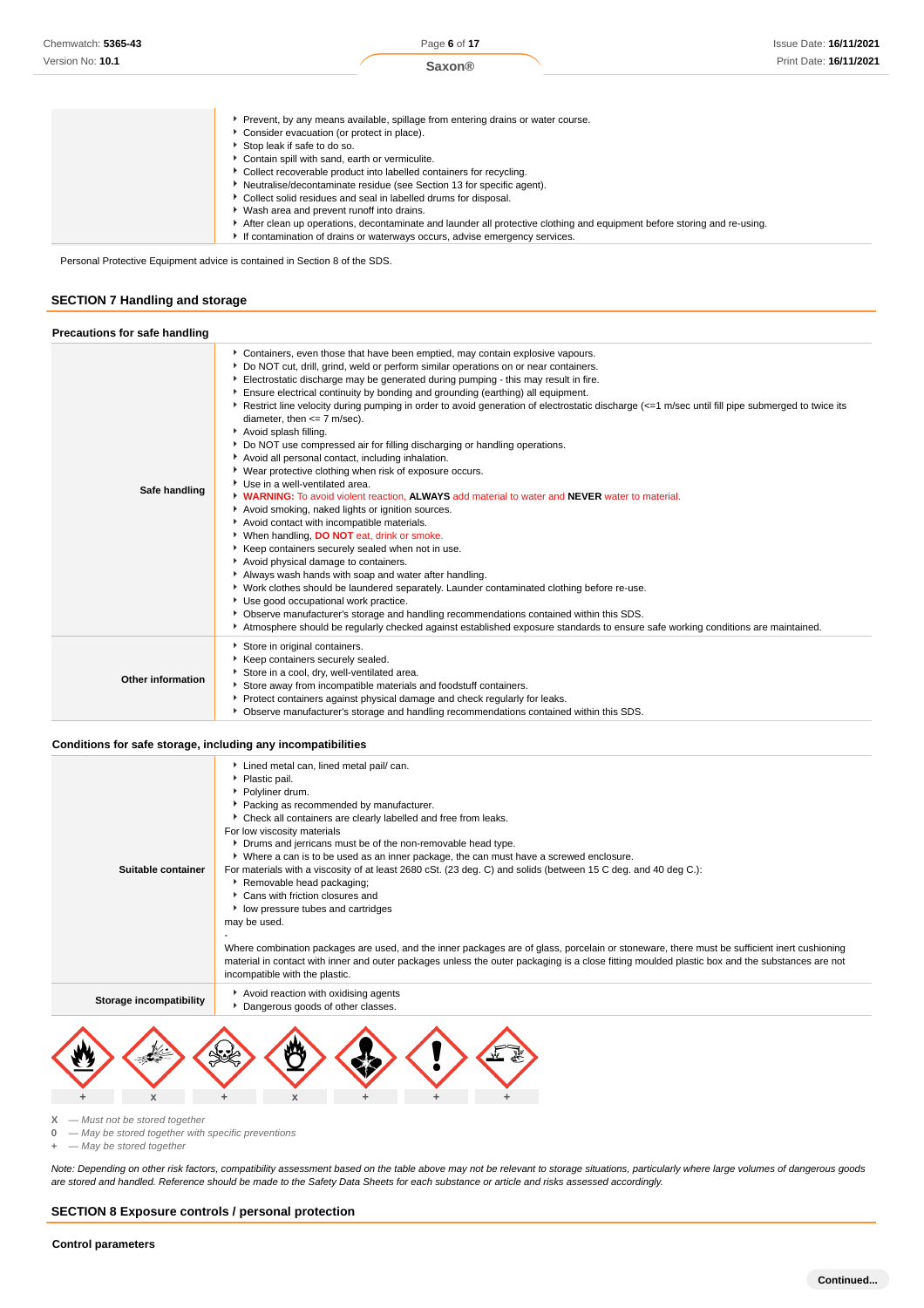| | |
|---|---|
| | - Prevent, by any means available, spillage from entering drains or water course.<br>- Consider evacuation (or protect in place).<br>- Stop leak if safe to do so.<br>- Contain spill with sand, earth or vermiculite.<br>- Collect recoverable product into labelled containers for recycling.<br>- Neutralise/decontaminate residue (see Section 13 for specific agent).<br>- Collect solid residues and seal in labelled drums for disposal.<br>- Wash area and prevent runoff into drains.<br>- After clean up operations, decontaminate and launder all protective clothing and equipment before storing and re-using.<br>- If contamination of drains or waterways occurs, advise emergency services. |

Personal Protective Equipment advice is contained in Section 8 of the SDS.

## SECTION 7 Handling and storage

### Precautions for safe handling

| | |
|---|---|
| **Safe handling** | - Containers, even those that have been emptied, may contain explosive vapours.<br>- Do NOT cut, drill, grind, weld or perform similar operations on or near containers.<br>- Electrostatic discharge may be generated during pumping - this may result in fire.<br>- Ensure electrical continuity by bonding and grounding (earthing) all equipment.<br>- Restrict line velocity during pumping in order to avoid generation of electrostatic discharge (<=1 m/sec until fill pipe submerged to twice its diameter, then <= 7 m/sec).<br>- Avoid splash filling.<br>- Do NOT use compressed air for filling discharging or handling operations.<br>- Avoid all personal contact, including inhalation.<br>- Wear protective clothing when risk of exposure occurs.<br>- Use in a well-ventilated area.<br>- **WARNING:** To avoid violent reaction, **ALWAYS** add material to water and **NEVER** water to material.<br>- Avoid smoking, naked lights or ignition sources.<br>- Avoid contact with incompatible materials.<br>- When handling, **DO NOT** eat, drink or smoke.<br>- Keep containers securely sealed when not in use.<br>- Avoid physical damage to containers.<br>- Always wash hands with soap and water after handling.<br>- Work clothes should be laundered separately. Launder contaminated clothing before re-use.<br>- Use good occupational work practice.<br>- Observe manufacturer's storage and handling recommendations contained within this SDS.<br>- Atmosphere should be regularly checked against established exposure standards to ensure safe working conditions are maintained. |
| **Other information** | - Store in original containers.<br>- Keep containers securely sealed.<br>- Store in a cool, dry, well-ventilated area.<br>- Store away from incompatible materials and foodstuff containers.<br>- Protect containers against physical damage and check regularly for leaks.<br>- Observe manufacturer's storage and handling recommendations contained within this SDS. |

### Conditions for safe storage, including any incompatibilities

| | |
|---|---|
| **Suitable container** | - Lined metal can, lined metal pail/ can.<br>- Plastic pail.<br>- Polyliner drum.<br>- Packing as recommended by manufacturer.<br>- Check all containers are clearly labelled and free from leaks.<br>For low viscosity materials<br>- Drums and jerricans must be of the non-removable head type.<br>- Where a can is to be used as an inner package, the can must have a screwed enclosure.<br>For materials with a viscosity of at least 2680 cSt. (23 deg. C) and solids (between 15 C deg. and 40 deg C.):<br>- Removable head packaging;<br>- Cans with friction closures and<br>- low pressure tubes and cartridges<br>may be used.<br>-<br>Where combination packages are used, and the inner packages are of glass, porcelain or stoneware, there must be sufficient inert cushioning material in contact with inner and outer packages unless the outer packaging is a close fitting moulded plastic box and the substances are not incompatible with the plastic. |
| **Storage incompatibility** | - Avoid reaction with oxidising agents<br>- Dangerous goods of other classes. |

| Flammable | Explosive | Toxic | Oxidising | Health hazard | Exclamation mark | Corrosive |
|---|---|---|---|---|---|---|
| + | x | + | x | + | + | + |

*X — Must not be stored together*
*0 — May be stored together with specific preventions*
*+ — May be stored together*

*Note: Depending on other risk factors, compatibility assessment based on the table above may not be relevant to storage situations, particularly where large volumes of dangerous goods are stored and handled. Reference should be made to the Safety Data Sheets for each substance or article and risks assessed accordingly.*

## SECTION 8 Exposure controls / personal protection

### Control parameters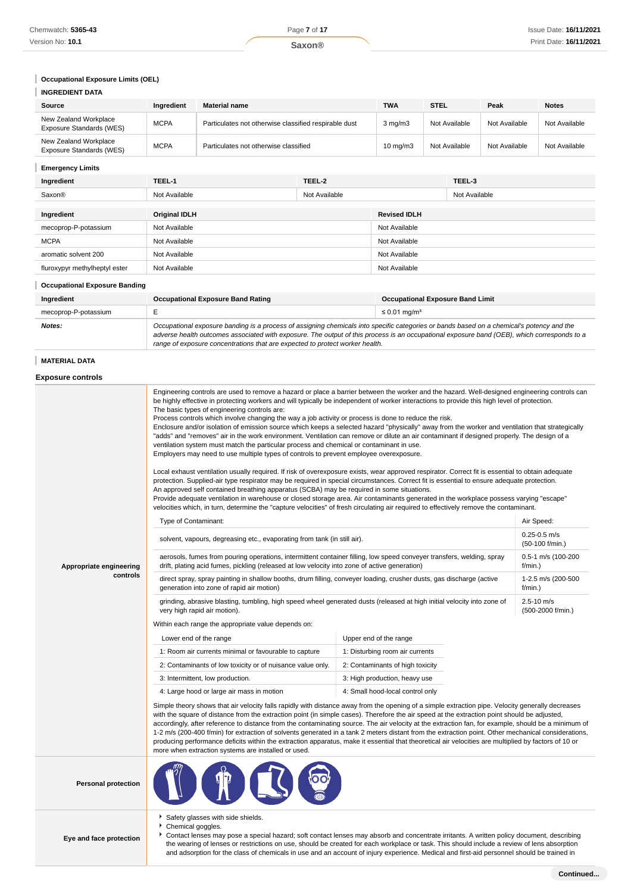## Occupational Exposure Limits (OEL)

### INGREDIENT DATA

| Source | Ingredient | Material name | TWA | STEL | Peak | Notes |
|---|---|---|---|---|---|---|
| New Zealand Workplace Exposure Standards (WES) | MCPA | Particulates not otherwise classified respirable dust | 3 mg/m3 | Not Available | Not Available | Not Available |
| New Zealand Workplace Exposure Standards (WES) | MCPA | Particulates not otherwise classified | 10 mg/m3 | Not Available | Not Available | Not Available |

### Emergency Limits

| Ingredient | TEEL-1 | TEEL-2 | TEEL-3 |
|---|---|---|---|
| Saxon® | Not Available | Not Available | Not Available |

| Ingredient | Original IDLH | Revised IDLH |
|---|---|---|
| mecoprop-P-potassium | Not Available | Not Available |
| MCPA | Not Available | Not Available |
| aromatic solvent 200 | Not Available | Not Available |
| fluroxypyr methylheptyl ester | Not Available | Not Available |

### Occupational Exposure Banding

| Ingredient | Occupational Exposure Band Rating | Occupational Exposure Band Limit |
|---|---|---|
| mecoprop-P-potassium | E | ≤ 0.01 mg/m³ |
| ***Notes:*** | *Occupational exposure banding is a process of assigning chemicals into specific categories or bands based on a chemical's potency and the adverse health outcomes associated with exposure. The output of this process is an occupational exposure band (OEB), which corresponds to a range of exposure concentrations that are expected to protect worker health.* | |

### MATERIAL DATA

## Exposure controls

**Appropriate engineering controls**

Engineering controls are used to remove a hazard or place a barrier between the worker and the hazard. Well-designed engineering controls can be highly effective in protecting workers and will typically be independent of worker interactions to provide this high level of protection.
The basic types of engineering controls are:
Process controls which involve changing the way a job activity or process is done to reduce the risk.
Enclosure and/or isolation of emission source which keeps a selected hazard "physically" away from the worker and ventilation that strategically "adds" and "removes" air in the work environment. Ventilation can remove or dilute an air contaminant if designed properly. The design of a ventilation system must match the particular process and chemical or contaminant in use.
Employers may need to use multiple types of controls to prevent employee overexposure.

Local exhaust ventilation usually required. If risk of overexposure exists, wear approved respirator. Correct fit is essential to obtain adequate protection. Supplied-air type respirator may be required in special circumstances. Correct fit is essential to ensure adequate protection.
An approved self contained breathing apparatus (SCBA) may be required in some situations.
Provide adequate ventilation in warehouse or closed storage area. Air contaminants generated in the workplace possess varying "escape" velocities which, in turn, determine the "capture velocities" of fresh circulating air required to effectively remove the contaminant.

| Type of Contaminant: | Air Speed: |
|---|---|
| solvent, vapours, degreasing etc., evaporating from tank (in still air). | 0.25-0.5 m/s (50-100 f/min.) |
| aerosols, fumes from pouring operations, intermittent container filling, low speed conveyer transfers, welding, spray drift, plating acid fumes, pickling (released at low velocity into zone of active generation) | 0.5-1 m/s (100-200 f/min.) |
| direct spray, spray painting in shallow booths, drum filling, conveyer loading, crusher dusts, gas discharge (active generation into zone of rapid air motion) | 1-2.5 m/s (200-500 f/min.) |
| grinding, abrasive blasting, tumbling, high speed wheel generated dusts (released at high initial velocity into zone of very high rapid air motion). | 2.5-10 m/s (500-2000 f/min.) |

Within each range the appropriate value depends on:

| Lower end of the range | Upper end of the range |
|---|---|
| 1: Room air currents minimal or favourable to capture | 1: Disturbing room air currents |
| 2: Contaminants of low toxicity or of nuisance value only. | 2: Contaminants of high toxicity |
| 3: Intermittent, low production. | 3: High production, heavy use |
| 4: Large hood or large air mass in motion | 4: Small hood-local control only |

Simple theory shows that air velocity falls rapidly with distance away from the opening of a simple extraction pipe. Velocity generally decreases with the square of distance from the extraction point (in simple cases). Therefore the air speed at the extraction point should be adjusted, accordingly, after reference to distance from the contaminating source. The air velocity at the extraction fan, for example, should be a minimum of 1-2 m/s (200-400 f/min) for extraction of solvents generated in a tank 2 meters distant from the extraction point. Other mechanical considerations, producing performance deficits within the extraction apparatus, make it essential that theoretical air velocities are multiplied by factors of 10 or more when extraction systems are installed or used.

**Personal protection**

**Eye and face protection**

- Safety glasses with side shields.
- Chemical goggles.
- Contact lenses may pose a special hazard; soft contact lenses may absorb and concentrate irritants. A written policy document, describing the wearing of lenses or restrictions on use, should be created for each workplace or task. This should include a review of lens absorption and adsorption for the class of chemicals in use and an account of injury experience. Medical and first-aid personnel should be trained in

Continued...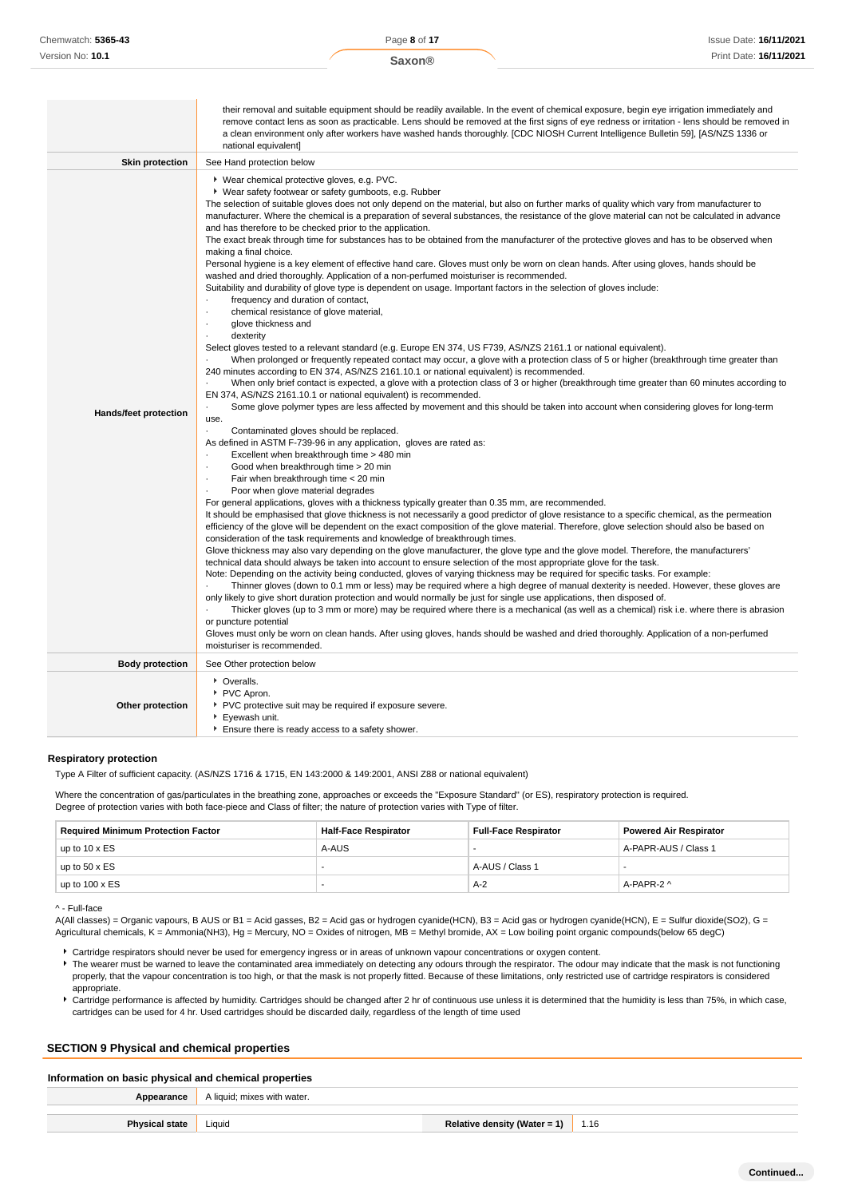| | |
|---|---|
| | their removal and suitable equipment should be readily available. In the event of chemical exposure, begin eye irrigation immediately and remove contact lens as soon as practicable. Lens should be removed at the first signs of eye redness or irritation - lens should be removed in a clean environment only after workers have washed hands thoroughly. [CDC NIOSH Current Intelligence Bulletin 59], [AS/NZS 1336 or national equivalent] |
| **Skin protection** | See Hand protection below |
| **Hands/feet protection** | ▸ Wear chemical protective gloves, e.g. PVC.<br>▸ Wear safety footwear or safety gumboots, e.g. Rubber<br>The selection of suitable gloves does not only depend on the material, but also on further marks of quality which vary from manufacturer to manufacturer. Where the chemical is a preparation of several substances, the resistance of the glove material can not be calculated in advance and has therefore to be checked prior to the application.<br>The exact break through time for substances has to be obtained from the manufacturer of the protective gloves and has to be observed when making a final choice.<br>Personal hygiene is a key element of effective hand care. Gloves must only be worn on clean hands. After using gloves, hands should be washed and dried thoroughly. Application of a non-perfumed moisturiser is recommended.<br>Suitability and durability of glove type is dependent on usage. Important factors in the selection of gloves include:<br>· frequency and duration of contact,<br>· chemical resistance of glove material,<br>· glove thickness and<br>· dexterity<br>Select gloves tested to a relevant standard (e.g. Europe EN 374, US F739, AS/NZS 2161.1 or national equivalent).<br>· When prolonged or frequently repeated contact may occur, a glove with a protection class of 5 or higher (breakthrough time greater than 240 minutes according to EN 374, AS/NZS 2161.10.1 or national equivalent) is recommended.<br>· When only brief contact is expected, a glove with a protection class of 3 or higher (breakthrough time greater than 60 minutes according to EN 374, AS/NZS 2161.10.1 or national equivalent) is recommended.<br>· Some glove polymer types are less affected by movement and this should be taken into account when considering gloves for long-term use.<br>· Contaminated gloves should be replaced.<br>As defined in ASTM F-739-96 in any application, gloves are rated as:<br>· Excellent when breakthrough time > 480 min<br>· Good when breakthrough time > 20 min<br>· Fair when breakthrough time < 20 min<br>· Poor when glove material degrades<br>For general applications, gloves with a thickness typically greater than 0.35 mm, are recommended.<br>It should be emphasised that glove thickness is not necessarily a good predictor of glove resistance to a specific chemical, as the permeation efficiency of the glove will be dependent on the exact composition of the glove material. Therefore, glove selection should also be based on consideration of the task requirements and knowledge of breakthrough times.<br>Glove thickness may also vary depending on the glove manufacturer, the glove type and the glove model. Therefore, the manufacturers' technical data should always be taken into account to ensure selection of the most appropriate glove for the task.<br>Note: Depending on the activity being conducted, gloves of varying thickness may be required for specific tasks. For example:<br>· Thinner gloves (down to 0.1 mm or less) may be required where a high degree of manual dexterity is needed. However, these gloves are only likely to give short duration protection and would normally be just for single use applications, then disposed of.<br>· Thicker gloves (up to 3 mm or more) may be required where there is a mechanical (as well as a chemical) risk i.e. where there is abrasion or puncture potential<br>Gloves must only be worn on clean hands. After using gloves, hands should be washed and dried thoroughly. Application of a non-perfumed moisturiser is recommended. |
| **Body protection** | See Other protection below |
| **Other protection** | ▸ Overalls.<br>▸ PVC Apron.<br>▸ PVC protective suit may be required if exposure severe.<br>▸ Eyewash unit.<br>▸ Ensure there is ready access to a safety shower. |

### Respiratory protection

Type A Filter of sufficient capacity. (AS/NZS 1716 & 1715, EN 143:2000 & 149:2001, ANSI Z88 or national equivalent)

Where the concentration of gas/particulates in the breathing zone, approaches or exceeds the "Exposure Standard" (or ES), respiratory protection is required.
Degree of protection varies with both face-piece and Class of filter; the nature of protection varies with Type of filter.

| Required Minimum Protection Factor | Half-Face Respirator | Full-Face Respirator | Powered Air Respirator |
|---|---|---|---|
| up to 10 x ES | A-AUS | - | A-PAPR-AUS / Class 1 |
| up to 50 x ES | - | A-AUS / Class 1 | - |
| up to 100 x ES | - | A-2 | A-PAPR-2 ^ |

^ - Full-face
A(All classes) = Organic vapours, B AUS or B1 = Acid gasses, B2 = Acid gas or hydrogen cyanide(HCN), B3 = Acid gas or hydrogen cyanide(HCN), E = Sulfur dioxide(SO2), G = Agricultural chemicals, K = Ammonia(NH3), Hg = Mercury, NO = Oxides of nitrogen, MB = Methyl bromide, AX = Low boiling point organic compounds(below 65 degC)

- Cartridge respirators should never be used for emergency ingress or in areas of unknown vapour concentrations or oxygen content.
- The wearer must be warned to leave the contaminated area immediately on detecting any odours through the respirator. The odour may indicate that the mask is not functioning properly, that the vapour concentration is too high, or that the mask is not properly fitted. Because of these limitations, only restricted use of cartridge respirators is considered appropriate.
- Cartridge performance is affected by humidity. Cartridges should be changed after 2 hr of continuous use unless it is determined that the humidity is less than 75%, in which case, cartridges can be used for 4 hr. Used cartridges should be discarded daily, regardless of the length of time used

## SECTION 9 Physical and chemical properties

### Information on basic physical and chemical properties

| | | | |
|---|---|---|---|
| **Appearance** | A liquid; mixes with water. | | |
| **Physical state** | Liquid | **Relative density (Water = 1)** | 1.16 |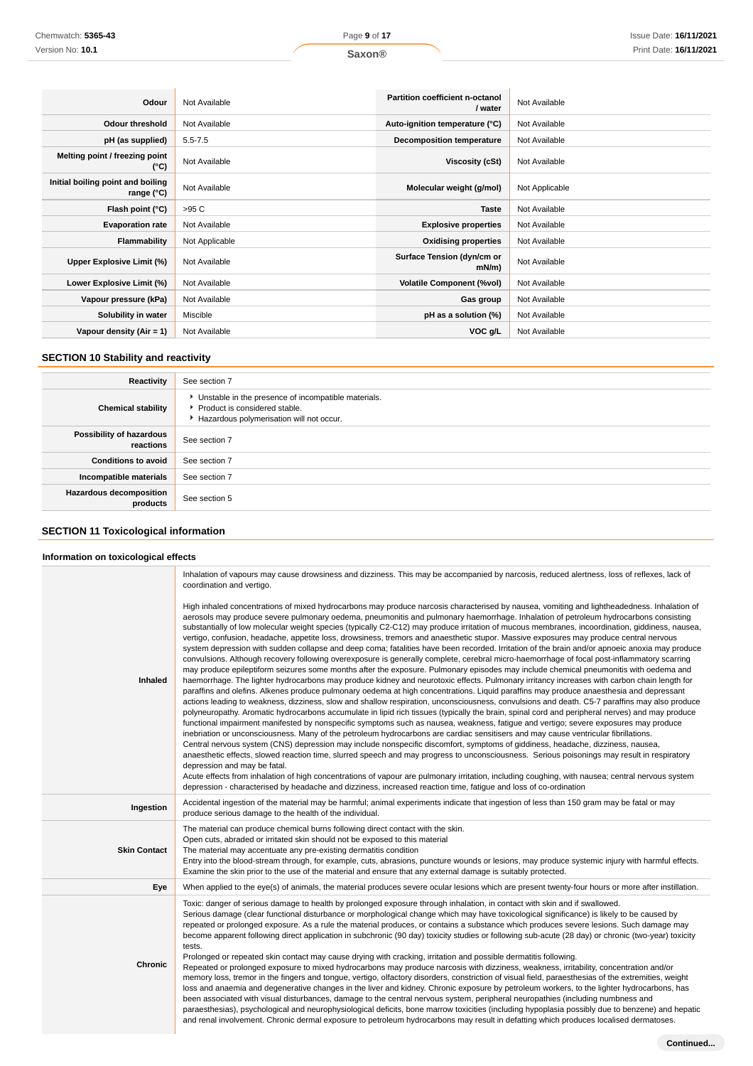| Odour | Not Available | Partition coefficient n-octanol / water | Not Available |
|---|---|---|---|
| Odour threshold | Not Available | Auto-ignition temperature (°C) | Not Available |
| pH (as supplied) | 5.5-7.5 | Decomposition temperature | Not Available |
| Melting point / freezing point (°C) | Not Available | Viscosity (cSt) | Not Available |
| Initial boiling point and boiling range (°C) | Not Available | Molecular weight (g/mol) | Not Applicable |
| Flash point (°C) | >95 C | Taste | Not Available |
| Evaporation rate | Not Available | Explosive properties | Not Available |
| Flammability | Not Applicable | Oxidising properties | Not Available |
| Upper Explosive Limit (%) | Not Available | Surface Tension (dyn/cm or mN/m) | Not Available |
| Lower Explosive Limit (%) | Not Available | Volatile Component (%vol) | Not Available |
| Vapour pressure (kPa) | Not Available | Gas group | Not Available |
| Solubility in water | Miscible | pH as a solution (%) | Not Available |
| Vapour density (Air = 1) | Not Available | VOC g/L | Not Available |

## SECTION 10 Stability and reactivity

| | |
|---|---|
| Reactivity | See section 7 |
| Chemical stability | ▸ Unstable in the presence of incompatible materials.<br>▸ Product is considered stable.<br>▸ Hazardous polymerisation will not occur. |
| Possibility of hazardous reactions | See section 7 |
| Conditions to avoid | See section 7 |
| Incompatible materials | See section 7 |
| Hazardous decomposition products | See section 5 |

## SECTION 11 Toxicological information

### Information on toxicological effects

| | |
|---|---|
| Inhaled | Inhalation of vapours may cause drowsiness and dizziness. This may be accompanied by narcosis, reduced alertness, loss of reflexes, lack of coordination and vertigo.<br><br>High inhaled concentrations of mixed hydrocarbons may produce narcosis characterised by nausea, vomiting and lightheadedness. Inhalation of aerosols may produce severe pulmonary oedema, pneumonitis and pulmonary haemorrhage. Inhalation of petroleum hydrocarbons consisting substantially of low molecular weight species (typically C2-C12) may produce irritation of mucous membranes, incoordination, giddiness, nausea, vertigo, confusion, headache, appetite loss, drowsiness, tremors and anaesthetic stupor. Massive exposures may produce central nervous system depression with sudden collapse and deep coma; fatalities have been recorded. Irritation of the brain and/or apnoeic anoxia may produce convulsions. Although recovery following overexposure is generally complete, cerebral micro-haemorrhage of focal post-inflammatory scarring may produce epileptiform seizures some months after the exposure. Pulmonary episodes may include chemical pneumonitis with oedema and haemorrhage. The lighter hydrocarbons may produce kidney and neurotoxic effects. Pulmonary irritancy increases with carbon chain length for paraffins and olefins. Alkenes produce pulmonary oedema at high concentrations. Liquid paraffins may produce anaesthesia and depressant actions leading to weakness, dizziness, slow and shallow respiration, unconsciousness, convulsions and death. C5-7 paraffins may also produce polyneuropathy. Aromatic hydrocarbons accumulate in lipid rich tissues (typically the brain, spinal cord and peripheral nerves) and may produce functional impairment manifested by nonspecific symptoms such as nausea, weakness, fatigue and vertigo; severe exposures may produce inebriation or unconsciousness. Many of the petroleum hydrocarbons are cardiac sensitisers and may cause ventricular fibrillations.<br>Central nervous system (CNS) depression may include nonspecific discomfort, symptoms of giddiness, headache, dizziness, nausea, anaesthetic effects, slowed reaction time, slurred speech and may progress to unconsciousness. Serious poisonings may result in respiratory depression and may be fatal.<br>Acute effects from inhalation of high concentrations of vapour are pulmonary irritation, including coughing, with nausea; central nervous system depression - characterised by headache and dizziness, increased reaction time, fatigue and loss of co-ordination |
| Ingestion | Accidental ingestion of the material may be harmful; animal experiments indicate that ingestion of less than 150 gram may be fatal or may produce serious damage to the health of the individual. |
| Skin Contact | The material can produce chemical burns following direct contact with the skin.<br>Open cuts, abraded or irritated skin should not be exposed to this material<br>The material may accentuate any pre-existing dermatitis condition<br>Entry into the blood-stream through, for example, cuts, abrasions, puncture wounds or lesions, may produce systemic injury with harmful effects. Examine the skin prior to the use of the material and ensure that any external damage is suitably protected. |
| Eye | When applied to the eye(s) of animals, the material produces severe ocular lesions which are present twenty-four hours or more after instillation. |
| Chronic | Toxic: danger of serious damage to health by prolonged exposure through inhalation, in contact with skin and if swallowed.<br>Serious damage (clear functional disturbance or morphological change which may have toxicological significance) is likely to be caused by repeated or prolonged exposure. As a rule the material produces, or contains a substance which produces severe lesions. Such damage may become apparent following direct application in subchronic (90 day) toxicity studies or following sub-acute (28 day) or chronic (two-year) toxicity tests.<br>Prolonged or repeated skin contact may cause drying with cracking, irritation and possible dermatitis following.<br>Repeated or prolonged exposure to mixed hydrocarbons may produce narcosis with dizziness, weakness, irritability, concentration and/or memory loss, tremor in the fingers and tongue, vertigo, olfactory disorders, constriction of visual field, paraesthesias of the extremities, weight loss and anaemia and degenerative changes in the liver and kidney. Chronic exposure by petroleum workers, to the lighter hydrocarbons, has been associated with visual disturbances, damage to the central nervous system, peripheral neuropathies (including numbness and paraesthesias), psychological and neurophysiological deficits, bone marrow toxicities (including hypoplasia possibly due to benzene) and hepatic and renal involvement. Chronic dermal exposure to petroleum hydrocarbons may result in defatting which produces localised dermatoses. |

Continued...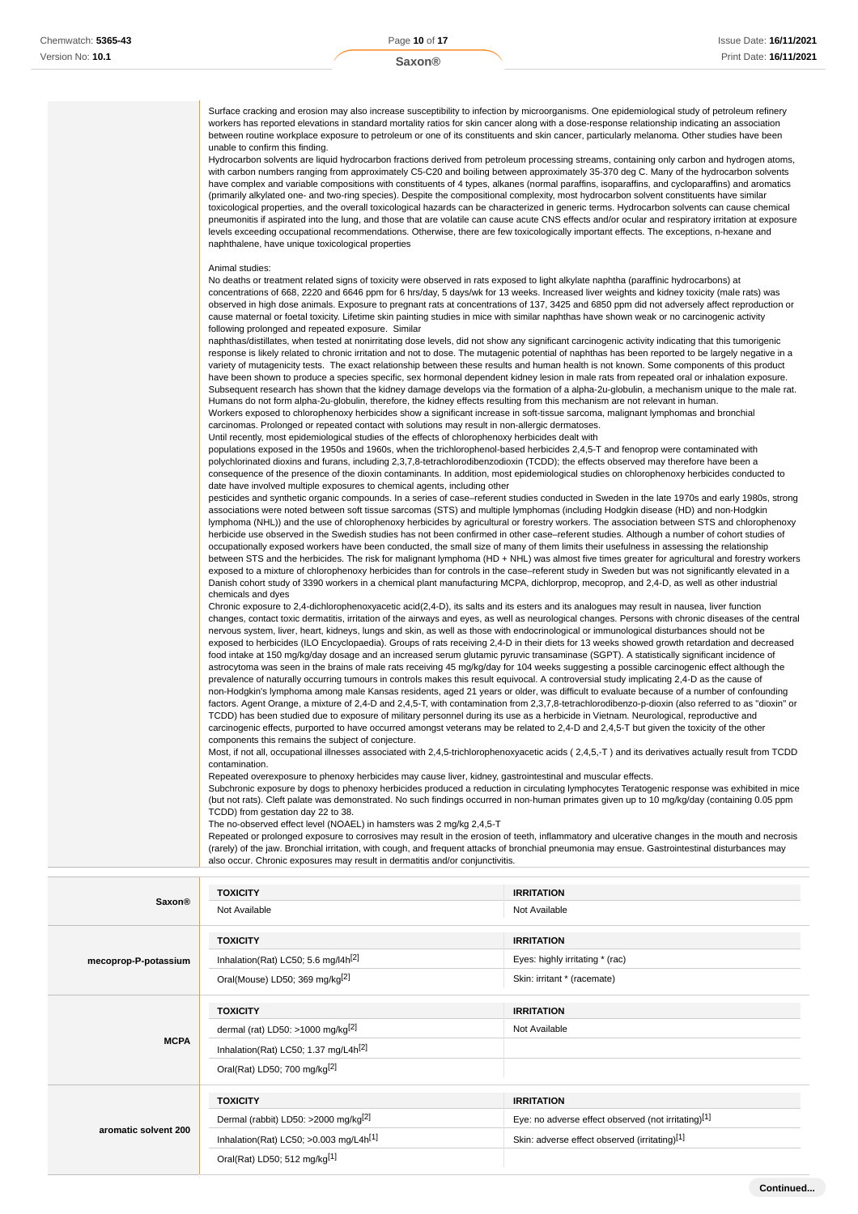Surface cracking and erosion may also increase susceptibility to infection by microorganisms. One epidemiological study of petroleum refinery workers has reported elevations in standard mortality ratios for skin cancer along with a dose-response relationship indicating an association between routine workplace exposure to petroleum or one of its constituents and skin cancer, particularly melanoma. Other studies have been unable to confirm this finding.
Hydrocarbon solvents are liquid hydrocarbon fractions derived from petroleum processing streams, containing only carbon and hydrogen atoms, with carbon numbers ranging from approximately C5-C20 and boiling between approximately 35-370 deg C. Many of the hydrocarbon solvents have complex and variable compositions with constituents of 4 types, alkanes (normal paraffins, isoparaffins, and cycloparaffins) and aromatics (primarily alkylated one- and two-ring species). Despite the compositional complexity, most hydrocarbon solvent constituents have similar toxicological properties, and the overall toxicological hazards can be characterized in generic terms. Hydrocarbon solvents can cause chemical pneumonitis if aspirated into the lung, and those that are volatile can cause acute CNS effects and/or ocular and respiratory irritation at exposure levels exceeding occupational recommendations. Otherwise, there are few toxicologically important effects. The exceptions, n-hexane and naphthalene, have unique toxicological properties

Animal studies:
No deaths or treatment related signs of toxicity were observed in rats exposed to light alkylate naphtha (paraffinic hydrocarbons) at concentrations of 668, 2220 and 6646 ppm for 6 hrs/day, 5 days/wk for 13 weeks. Increased liver weights and kidney toxicity (male rats) was observed in high dose animals. Exposure to pregnant rats at concentrations of 137, 3425 and 6850 ppm did not adversely affect reproduction or cause maternal or foetal toxicity. Lifetime skin painting studies in mice with similar naphthas have shown weak or no carcinogenic activity following prolonged and repeated exposure. Similar
naphthas/distillates, when tested at nonirritating dose levels, did not show any significant carcinogenic activity indicating that this tumorigenic response is likely related to chronic irritation and not to dose. The mutagenic potential of naphthas has been reported to be largely negative in a variety of mutagenicity tests. The exact relationship between these results and human health is not known. Some components of this product have been shown to produce a species specific, sex hormonal dependent kidney lesion in male rats from repeated oral or inhalation exposure. Subsequent research has shown that the kidney damage develops via the formation of a alpha-2u-globulin, a mechanism unique to the male rat. Humans do not form alpha-2u-globulin, therefore, the kidney effects resulting from this mechanism are not relevant in human.
Workers exposed to chlorophenoxy herbicides show a significant increase in soft-tissue sarcoma, malignant lymphomas and bronchial carcinomas. Prolonged or repeated contact with solutions may result in non-allergic dermatoses.
Until recently, most epidemiological studies of the effects of chlorophenoxy herbicides dealt with
populations exposed in the 1950s and 1960s, when the trichlorophenol-based herbicides 2,4,5-T and fenoprop were contaminated with polychlorinated dioxins and furans, including 2,3,7,8-tetrachlorodibenzodioxin (TCDD); the effects observed may therefore have been a consequence of the presence of the dioxin contaminants. In addition, most epidemiological studies on chlorophenoxy herbicides conducted to date have involved multiple exposures to chemical agents, including other
pesticides and synthetic organic compounds. In a series of case–referent studies conducted in Sweden in the late 1970s and early 1980s, strong associations were noted between soft tissue sarcomas (STS) and multiple lymphomas (including Hodgkin disease (HD) and non-Hodgkin lymphoma (NHL)) and the use of chlorophenoxy herbicides by agricultural or forestry workers. The association between STS and chlorophenoxy herbicide use observed in the Swedish studies has not been confirmed in other case–referent studies. Although a number of cohort studies of occupationally exposed workers have been conducted, the small size of many of them limits their usefulness in assessing the relationship between STS and the herbicides. The risk for malignant lymphoma (HD + NHL) was almost five times greater for agricultural and forestry workers exposed to a mixture of chlorophenoxy herbicides than for controls in the case–referent study in Sweden but was not significantly elevated in a Danish cohort study of 3390 workers in a chemical plant manufacturing MCPA, dichlorprop, mecoprop, and 2,4-D, as well as other industrial chemicals and dyes
Chronic exposure to 2,4-dichlorophenoxyacetic acid(2,4-D), its salts and its esters and its analogues may result in nausea, liver function changes, contact toxic dermatitis, irritation of the airways and eyes, as well as neurological changes. Persons with chronic diseases of the central nervous system, liver, heart, kidneys, lungs and skin, as well as those with endocrinological or immunological disturbances should not be exposed to herbicides (ILO Encyclopaedia). Groups of rats receiving 2,4-D in their diets for 13 weeks showed growth retardation and decreased food intake at 150 mg/kg/day dosage and an increased serum glutamic pyruvic transaminase (SGPT). A statistically significant incidence of astrocytoma was seen in the brains of male rats receiving 45 mg/kg/day for 104 weeks suggesting a possible carcinogenic effect although the prevalence of naturally occurring tumours in controls makes this result equivocal. A controversial study implicating 2,4-D as the cause of non-Hodgkin's lymphoma among male Kansas residents, aged 21 years or older, was difficult to evaluate because of a number of confounding factors. Agent Orange, a mixture of 2,4-D and 2,4,5-T, with contamination from 2,3,7,8-tetrachlorodibenzo-p-dioxin (also referred to as "dioxin" or TCDD) has been studied due to exposure of military personnel during its use as a herbicide in Vietnam. Neurological, reproductive and carcinogenic effects, purported to have occurred amongst veterans may be related to 2,4-D and 2,4,5-T but given the toxicity of the other components this remains the subject of conjecture.
Most, if not all, occupational illnesses associated with 2,4,5-trichlorophenoxyacetic acids ( 2,4,5,-T ) and its derivatives actually result from TCDD contamination.
Repeated overexposure to phenoxy herbicides may cause liver, kidney, gastrointestinal and muscular effects.
Subchronic exposure by dogs to phenoxy herbicides produced a reduction in circulating lymphocytes Teratogenic response was exhibited in mice (but not rats). Cleft palate was demonstrated. No such findings occurred in non-human primates given up to 10 mg/kg/day (containing 0.05 ppm TCDD) from gestation day 22 to 38.
The no-observed effect level (NOAEL) in hamsters was 2 mg/kg 2,4,5-T
Repeated or prolonged exposure to corrosives may result in the erosion of teeth, inflammatory and ulcerative changes in the mouth and necrosis (rarely) of the jaw. Bronchial irritation, with cough, and frequent attacks of bronchial pneumonia may ensue. Gastrointestinal disturbances may also occur. Chronic exposures may result in dermatitis and/or conjunctivitis.

| | TOXICITY | IRRITATION |
|---|---|---|
| **Saxon®** | Not Available | Not Available |
| **mecoprop-P-potassium** | **TOXICITY** | **IRRITATION** |
| | Inhalation(Rat) LC50; 5.6 mg/l4h[2] | Eyes: highly irritating * (rac) |
| | Oral(Mouse) LD50; 369 mg/kg[2] | Skin: irritant * (racemate) |
| **MCPA** | **TOXICITY** | **IRRITATION** |
| | dermal (rat) LD50: >1000 mg/kg[2] | Not Available |
| | Inhalation(Rat) LC50; 1.37 mg/L4h[2] | |
| | Oral(Rat) LD50; 700 mg/kg[2] | |
| **aromatic solvent 200** | **TOXICITY** | **IRRITATION** |
| | Dermal (rabbit) LD50: >2000 mg/kg[2] | Eye: no adverse effect observed (not irritating)[1] |
| | Inhalation(Rat) LC50; >0.003 mg/L4h[1] | Skin: adverse effect observed (irritating)[1] |
| | Oral(Rat) LD50; 512 mg/kg[1] | |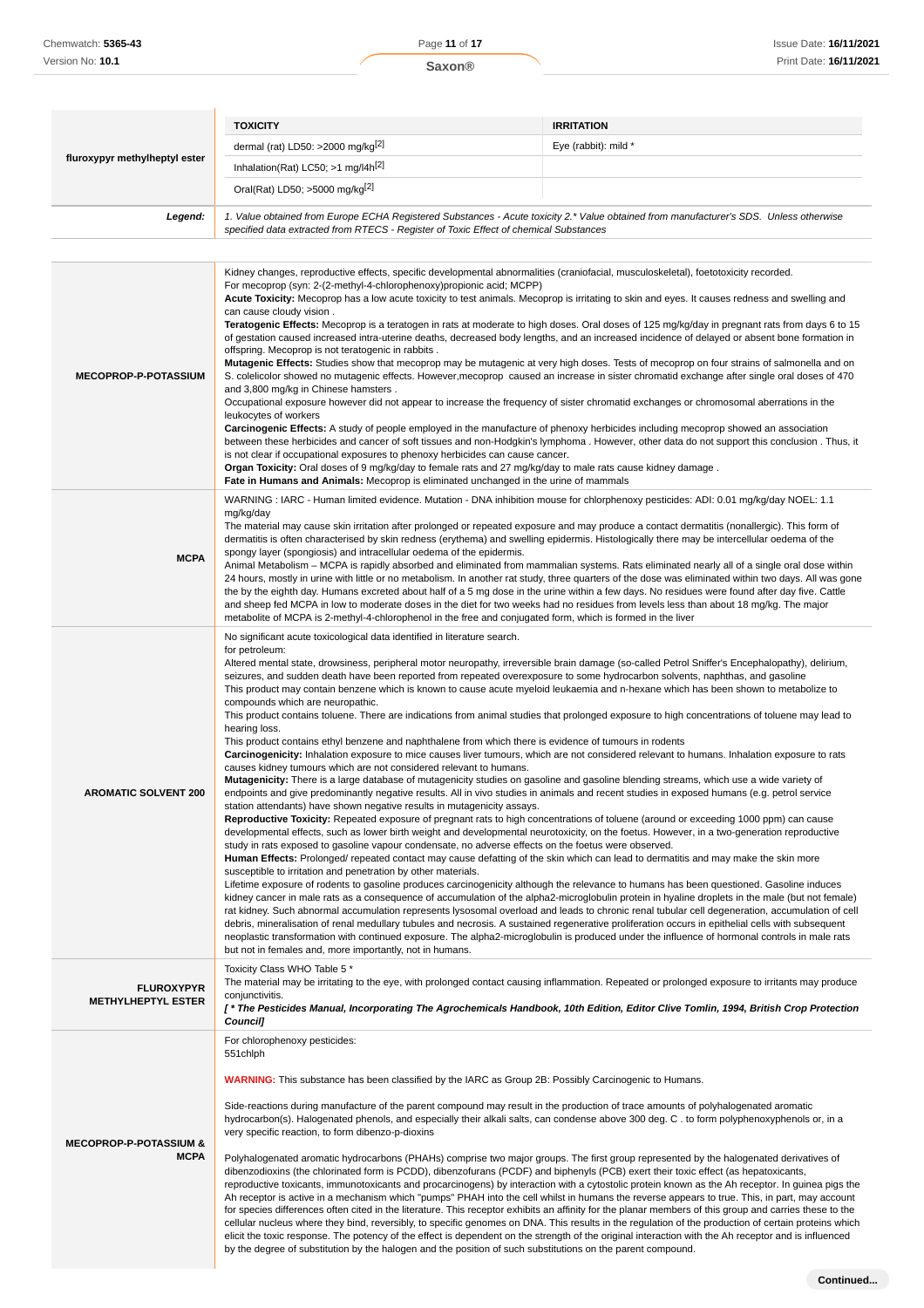| fluroxypyr methylheptyl ester | TOXICITY | IRRITATION |
|---|---|---|
| | dermal (rat) LD50: >2000 mg/kg[2] | Eye (rabbit): mild * |
| | Inhalation(Rat) LC50; >1 mg/l4h[2] | |
| | Oral(Rat) LD50; >5000 mg/kg[2] | |
| ***Legend:*** | *1. Value obtained from Europe ECHA Registered Substances - Acute toxicity 2.* Value obtained from manufacturer's SDS. Unless otherwise specified data extracted from RTECS - Register of Toxic Effect of chemical Substances* | |

| | |
|---|---|
| **MECOPROP-P-POTASSIUM** | Kidney changes, reproductive effects, specific developmental abnormalities (craniofacial, musculoskeletal), foetotoxicity recorded.<br>For mecoprop (syn: 2-(2-methyl-4-chlorophenoxy)propionic acid; MCPP)<br>**Acute Toxicity:** Mecoprop has a low acute toxicity to test animals. Mecoprop is irritating to skin and eyes. It causes redness and swelling and can cause cloudy vision .<br>**Teratogenic Effects:** Mecoprop is a teratogen in rats at moderate to high doses. Oral doses of 125 mg/kg/day in pregnant rats from days 6 to 15 of gestation caused increased intra-uterine deaths, decreased body lengths, and an increased incidence of delayed or absent bone formation in offspring. Mecoprop is not teratogenic in rabbits .<br>**Mutagenic Effects:** Studies show that mecoprop may be mutagenic at very high doses. Tests of mecoprop on four strains of salmonella and on S. colelicolor showed no mutagenic effects. However,mecoprop caused an increase in sister chromatid exchange after single oral doses of 470 and 3,800 mg/kg in Chinese hamsters .<br>Occupational exposure however did not appear to increase the frequency of sister chromatid exchanges or chromosomal aberrations in the leukocytes of workers<br>**Carcinogenic Effects:** A study of people employed in the manufacture of phenoxy herbicides including mecoprop showed an association between these herbicides and cancer of soft tissues and non-Hodgkin's lymphoma . However, other data do not support this conclusion . Thus, it is not clear if occupational exposures to phenoxy herbicides can cause cancer.<br>**Organ Toxicity:** Oral doses of 9 mg/kg/day to female rats and 27 mg/kg/day to male rats cause kidney damage .<br>**Fate in Humans and Animals:** Mecoprop is eliminated unchanged in the urine of mammals |
| **MCPA** | WARNING : IARC - Human limited evidence. Mutation - DNA inhibition mouse for chlorphenoxy pesticides: ADI: 0.01 mg/kg/day NOEL: 1.1 mg/kg/day<br>The material may cause skin irritation after prolonged or repeated exposure and may produce a contact dermatitis (nonallergic). This form of dermatitis is often characterised by skin redness (erythema) and swelling epidermis. Histologically there may be intercellular oedema of the spongy layer (spongiosis) and intracellular oedema of the epidermis.<br>Animal Metabolism – MCPA is rapidly absorbed and eliminated from mammalian systems. Rats eliminated nearly all of a single oral dose within 24 hours, mostly in urine with little or no metabolism. In another rat study, three quarters of the dose was eliminated within two days. All was gone the by the eighth day. Humans excreted about half of a 5 mg dose in the urine within a few days. No residues were found after day five. Cattle and sheep fed MCPA in low to moderate doses in the diet for two weeks had no residues from levels less than about 18 mg/kg. The major metabolite of MCPA is 2-methyl-4-chlorophenol in the free and conjugated form, which is formed in the liver |
| **AROMATIC SOLVENT 200** | No significant acute toxicological data identified in literature search.<br>for petroleum:<br>Altered mental state, drowsiness, peripheral motor neuropathy, irreversible brain damage (so-called Petrol Sniffer's Encephalopathy), delirium, seizures, and sudden death have been reported from repeated overexposure to some hydrocarbon solvents, naphthas, and gasoline<br>This product may contain benzene which is known to cause acute myeloid leukaemia and n-hexane which has been shown to metabolize to compounds which are neuropathic.<br>This product contains toluene. There are indications from animal studies that prolonged exposure to high concentrations of toluene may lead to hearing loss.<br>This product contains ethyl benzene and naphthalene from which there is evidence of tumours in rodents<br>**Carcinogenicity:** Inhalation exposure to mice causes liver tumours, which are not considered relevant to humans. Inhalation exposure to rats causes kidney tumours which are not considered relevant to humans.<br>**Mutagenicity:** There is a large database of mutagenicity studies on gasoline and gasoline blending streams, which use a wide variety of endpoints and give predominantly negative results. All in vivo studies in animals and recent studies in exposed humans (e.g. petrol service station attendants) have shown negative results in mutagenicity assays.<br>**Reproductive Toxicity:** Repeated exposure of pregnant rats to high concentrations of toluene (around or exceeding 1000 ppm) can cause developmental effects, such as lower birth weight and developmental neurotoxicity, on the foetus. However, in a two-generation reproductive study in rats exposed to gasoline vapour condensate, no adverse effects on the foetus were observed.<br>**Human Effects:** Prolonged/ repeated contact may cause defatting of the skin which can lead to dermatitis and may make the skin more susceptible to irritation and penetration by other materials.<br>Lifetime exposure of rodents to gasoline produces carcinogenicity although the relevance to humans has been questioned. Gasoline induces kidney cancer in male rats as a consequence of accumulation of the alpha2-microglobulin protein in hyaline droplets in the male (but not female) rat kidney. Such abnormal accumulation represents lysosomal overload and leads to chronic renal tubular cell degeneration, accumulation of cell debris, mineralisation of renal medullary tubules and necrosis. A sustained regenerative proliferation occurs in epithelial cells with subsequent neoplastic transformation with continued exposure. The alpha2-microglobulin is produced under the influence of hormonal controls in male rats but not in females and, more importantly, not in humans. |
| **FLUROXYPYR METHLHEPTYL ESTER** | Toxicity Class WHO Table 5 *<br>The material may be irritating to the eye, with prolonged contact causing inflammation. Repeated or prolonged exposure to irritants may produce conjunctivitis.<br>***[ * The Pesticides Manual, Incorporating The Agrochemicals Handbook, 10th Edition, Editor Clive Tomlin, 1994, British Crop Protection Council]*** |
| **MECOPROP-P-POTASSIUM & MCPA** | For chlorophenoxy pesticides:<br>551chlph<br><br>**WARNING:** This substance has been classified by the IARC as Group 2B: Possibly Carcinogenic to Humans.<br><br>Side-reactions during manufacture of the parent compound may result in the production of trace amounts of polyhalogenated aromatic hydrocarbon(s). Halogenated phenols, and especially their alkali salts, can condense above 300 deg. C . to form polyphenoxyphenols or, in a very specific reaction, to form dibenzo-p-dioxins<br><br>Polyhalogenated aromatic hydrocarbons (PHAHs) comprise two major groups. The first group represented by the halogenated derivatives of dibenzodioxins (the chlorinated form is PCDD), dibenzofurans (PCDF) and biphenyls (PCB) exert their toxic effect (as hepatoxicants, reproductive toxicants, immunotoxicants and procarcinogens) by interaction with a cytostolic protein known as the Ah receptor. In guinea pigs the Ah receptor is active in a mechanism which "pumps" PHAH into the cell whilst in humans the reverse appears to true. This, in part, may account for species differences often cited in the literature. This receptor exhibits an affinity for the planar members of this group and carries these to the cellular nucleus where they bind, reversibly, to specific genomes on DNA. This results in the regulation of the production of certain proteins which elicit the toxic response. The potency of the effect is dependent on the strength of the original interaction with the Ah receptor and is influenced by the degree of substitution by the halogen and the position of such substitutions on the parent compound. |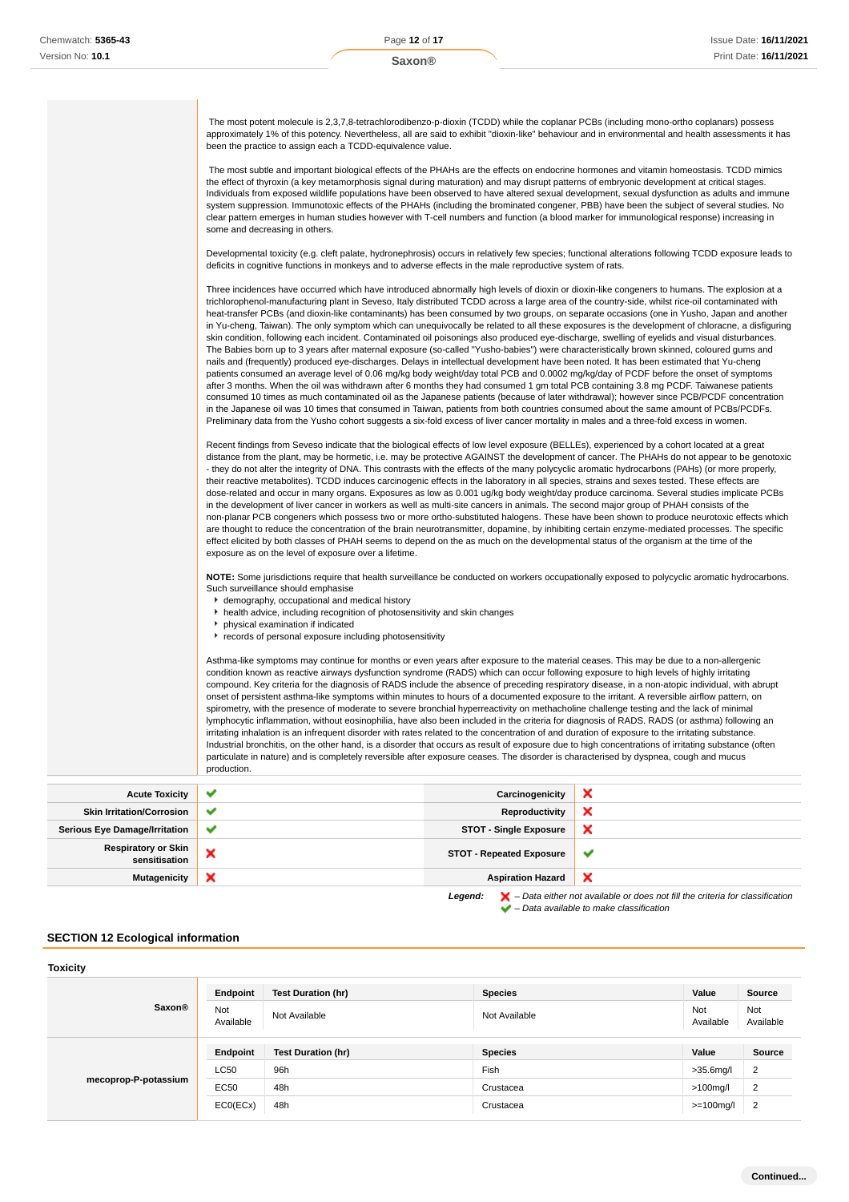The most potent molecule is 2,3,7,8-tetrachlorodibenzo-p-dioxin (TCDD) while the coplanar PCBs (including mono-ortho coplanars) possess approximately 1% of this potency. Nevertheless, all are said to exhibit "dioxin-like" behaviour and in environmental and health assessments it has been the practice to assign each a TCDD-equivalence value.

The most subtle and important biological effects of the PHAHs are the effects on endocrine hormones and vitamin homeostasis. TCDD mimics the effect of thyroxin (a key metamorphosis signal during maturation) and may disrupt patterns of embryonic development at critical stages. Individuals from exposed wildlife populations have been observed to have altered sexual development, sexual dysfunction as adults and immune system suppression. Immunotoxic effects of the PHAHs (including the brominated congener, PBB) have been the subject of several studies. No clear pattern emerges in human studies however with T-cell numbers and function (a blood marker for immunological response) increasing in some and decreasing in others.

Developmental toxicity (e.g. cleft palate, hydronephrosis) occurs in relatively few species; functional alterations following TCDD exposure leads to deficits in cognitive functions in monkeys and to adverse effects in the male reproductive system of rats.

Three incidences have occurred which have introduced abnormally high levels of dioxin or dioxin-like congeners to humans. The explosion at a trichlorophenol-manufacturing plant in Seveso, Italy distributed TCDD across a large area of the country-side, whilst rice-oil contaminated with heat-transfer PCBs (and dioxin-like contaminants) has been consumed by two groups, on separate occasions (one in Yusho, Japan and another in Yu-cheng, Taiwan). The only symptom which can unequivocally be related to all these exposures is the development of chloracne, a disfiguring skin condition, following each incident. Contaminated oil poisonings also produced eye-discharge, swelling of eyelids and visual disturbances. The Babies born up to 3 years after maternal exposure (so-called "Yusho-babies") were characteristically brown skinned, coloured gums and nails and (frequently) produced eye-discharges. Delays in intellectual development have been noted. It has been estimated that Yu-cheng patients consumed an average level of 0.06 mg/kg body weight/day total PCB and 0.0002 mg/kg/day of PCDF before the onset of symptoms after 3 months. When the oil was withdrawn after 6 months they had consumed 1 gm total PCB containing 3.8 mg PCDF. Taiwanese patients consumed 10 times as much contaminated oil as the Japanese patients (because of later withdrawal); however since PCB/PCDF concentration in the Japanese oil was 10 times that consumed in Taiwan, patients from both countries consumed about the same amount of PCBs/PCDFs. Preliminary data from the Yusho cohort suggests a six-fold excess of liver cancer mortality in males and a three-fold excess in women.

Recent findings from Seveso indicate that the biological effects of low level exposure (BELLEs), experienced by a cohort located at a great distance from the plant, may be hormetic, i.e. may be protective AGAINST the development of cancer. The PHAHs do not appear to be genotoxic - they do not alter the integrity of DNA. This contrasts with the effects of the many polycyclic aromatic hydrocarbons (PAHs) (or more properly, their reactive metabolites). TCDD induces carcinogenic effects in the laboratory in all species, strains and sexes tested. These effects are dose-related and occur in many organs. Exposures as low as 0.001 ug/kg body weight/day produce carcinoma. Several studies implicate PCBs in the development of liver cancer in workers as well as multi-site cancers in animals. The second major group of PHAH consists of the non-planar PCB congeners which possess two or more ortho-substituted halogens. These have been shown to produce neurotoxic effects which are thought to reduce the concentration of the brain neurotransmitter, dopamine, by inhibiting certain enzyme-mediated processes. The specific effect elicited by both classes of PHAH seems to depend on the as much on the developmental status of the organism at the time of the exposure as on the level of exposure over a lifetime.

**NOTE:** Some jurisdictions require that health surveillance be conducted on workers occupationally exposed to polycyclic aromatic hydrocarbons. Such surveillance should emphasise

- demography, occupational and medical history
- health advice, including recognition of photosensitivity and skin changes
- physical examination if indicated
- records of personal exposure including photosensitivity

Asthma-like symptoms may continue for months or even years after exposure to the material ceases. This may be due to a non-allergenic condition known as reactive airways dysfunction syndrome (RADS) which can occur following exposure to high levels of highly irritating compound. Key criteria for the diagnosis of RADS include the absence of preceding respiratory disease, in a non-atopic individual, with abrupt onset of persistent asthma-like symptoms within minutes to hours of a documented exposure to the irritant. A reversible airflow pattern, on spirometry, with the presence of moderate to severe bronchial hyperreactivity on methacholine challenge testing and the lack of minimal lymphocytic inflammation, without eosinophilia, have also been included in the criteria for diagnosis of RADS. RADS (or asthma) following an irritating inhalation is an infrequent disorder with rates related to the concentration of and duration of exposure to the irritating substance. Industrial bronchitis, on the other hand, is a disorder that occurs as result of exposure due to high concentrations of irritating substance (often particulate in nature) and is completely reversible after exposure ceases. The disorder is characterised by dyspnea, cough and mucus production.

| | | | |
|---|---|---|---|
| **Acute Toxicity** | ✔ | **Carcinogenicity** | ✘ |
| **Skin Irritation/Corrosion** | ✔ | **Reproductivity** | ✘ |
| **Serious Eye Damage/Irritation** | ✔ | **STOT - Single Exposure** | ✘ |
| **Respiratory or Skin sensitisation** | ✘ | **STOT - Repeated Exposure** | ✔ |
| **Mutagenicity** | ✘ | **Aspiration Hazard** | ✘ |

***Legend:*** *✘ – Data either not available or does not fill the criteria for classification*
*✔ – Data available to make classification*

## SECTION 12 Ecological information

### Toxicity

**Saxon®**

| Endpoint | Test Duration (hr) | Species | Value | Source |
|---|---|---|---|---|
| Not Available | Not Available | Not Available | Not Available | Not Available |

**mecoprop-P-potassium**

| Endpoint | Test Duration (hr) | Species | Value | Source |
|---|---|---|---|---|
| LC50 | 96h | Fish | >35.6mg/l | 2 |
| EC50 | 48h | Crustacea | >100mg/l | 2 |
| EC0(ECx) | 48h | Crustacea | >=100mg/l | 2 |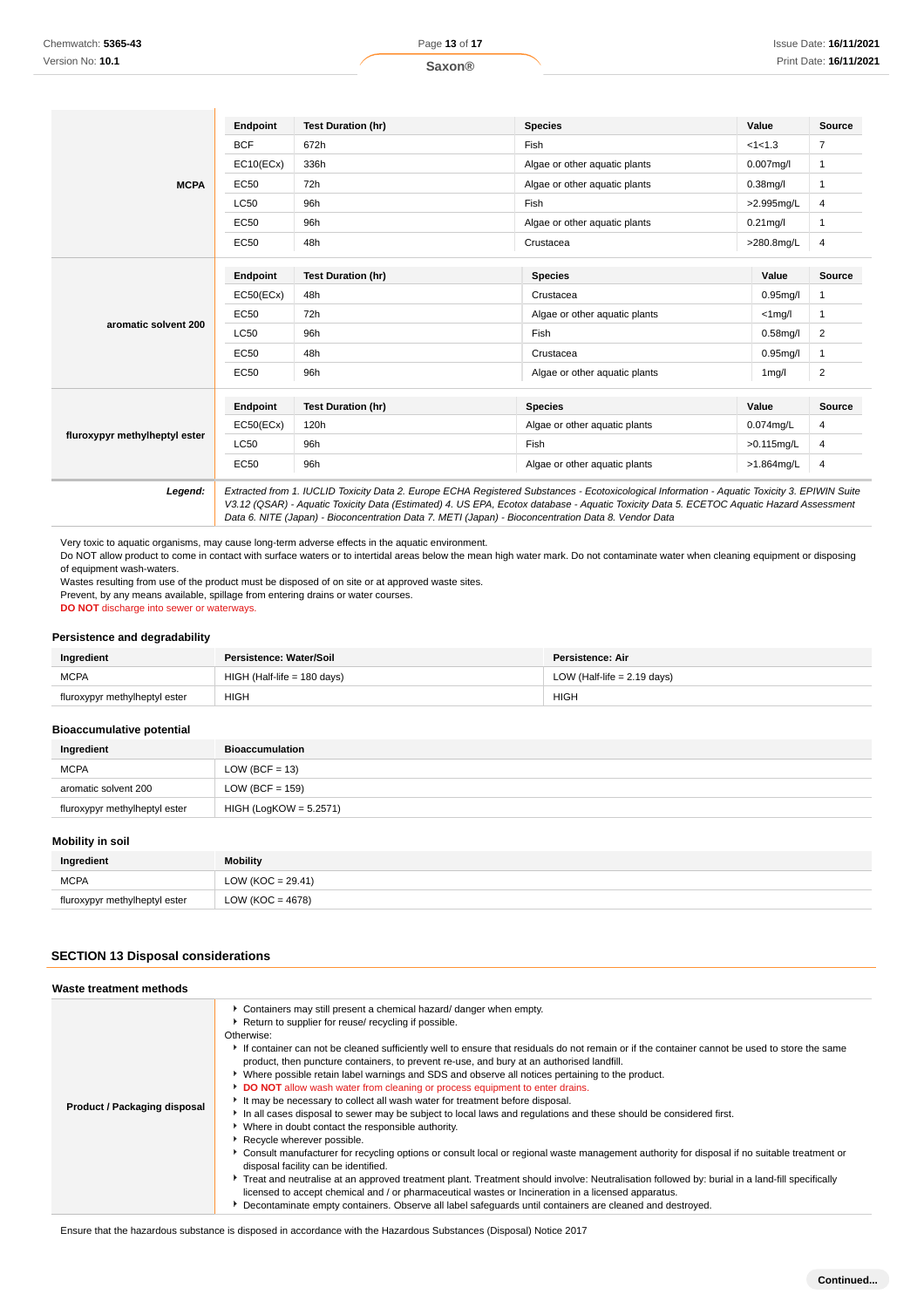**MCPA**

| Endpoint | Test Duration (hr) | Species | Value | Source |
|---|---|---|---|---|
| BCF | 672h | Fish | <1<1.3 | 7 |
| EC10(ECx) | 336h | Algae or other aquatic plants | 0.007mg/l | 1 |
| EC50 | 72h | Algae or other aquatic plants | 0.38mg/l | 1 |
| LC50 | 96h | Fish | >2.995mg/L | 4 |
| EC50 | 96h | Algae or other aquatic plants | 0.21mg/l | 1 |
| EC50 | 48h | Crustacea | >280.8mg/L | 4 |

**aromatic solvent 200**

| Endpoint | Test Duration (hr) | Species | Value | Source |
|---|---|---|---|---|
| EC50(ECx) | 48h | Crustacea | 0.95mg/l | 1 |
| EC50 | 72h | Algae or other aquatic plants | <1mg/l | 1 |
| LC50 | 96h | Fish | 0.58mg/l | 2 |
| EC50 | 48h | Crustacea | 0.95mg/l | 1 |
| EC50 | 96h | Algae or other aquatic plants | 1mg/l | 2 |

**fluroxypyr methylheptyl ester**

| Endpoint | Test Duration (hr) | Species | Value | Source |
|---|---|---|---|---|
| EC50(ECx) | 120h | Algae or other aquatic plants | 0.074mg/L | 4 |
| LC50 | 96h | Fish | >0.115mg/L | 4 |
| EC50 | 96h | Algae or other aquatic plants | >1.864mg/L | 4 |

***Legend:*** *Extracted from 1. IUCLID Toxicity Data 2. Europe ECHA Registered Substances - Ecotoxicological Information - Aquatic Toxicity 3. EPIWIN Suite V3.12 (QSAR) - Aquatic Toxicity Data (Estimated) 4. US EPA, Ecotox database - Aquatic Toxicity Data 5. ECETOC Aquatic Hazard Assessment Data 6. NITE (Japan) - Bioconcentration Data 7. METI (Japan) - Bioconcentration Data 8. Vendor Data*

Very toxic to aquatic organisms, may cause long-term adverse effects in the aquatic environment.
Do NOT allow product to come in contact with surface waters or to intertidal areas below the mean high water mark. Do not contaminate water when cleaning equipment or disposing of equipment wash-waters.
Wastes resulting from use of the product must be disposed of on site or at approved waste sites.
Prevent, by any means available, spillage from entering drains or water courses.
**DO NOT** discharge into sewer or waterways.

### Persistence and degradability

| Ingredient | Persistence: Water/Soil | Persistence: Air |
|---|---|---|
| MCPA | HIGH (Half-life = 180 days) | LOW (Half-life = 2.19 days) |
| fluroxypyr methylheptyl ester | HIGH | HIGH |

### Bioaccumulative potential

| Ingredient | Bioaccumulation |
|---|---|
| MCPA | LOW (BCF = 13) |
| aromatic solvent 200 | LOW (BCF = 159) |
| fluroxypyr methylheptyl ester | HIGH (LogKOW = 5.2571) |

### Mobility in soil

| Ingredient | Mobility |
|---|---|
| MCPA | LOW (KOC = 29.41) |
| fluroxypyr methylheptyl ester | LOW (KOC = 4678) |

## SECTION 13 Disposal considerations

### Waste treatment methods

**Product / Packaging disposal**

- Containers may still present a chemical hazard/ danger when empty.
- Return to supplier for reuse/ recycling if possible.

Otherwise:

- If container can not be cleaned sufficiently well to ensure that residuals do not remain or if the container cannot be used to store the same product, then puncture containers, to prevent re-use, and bury at an authorised landfill.
- Where possible retain label warnings and SDS and observe all notices pertaining to the product.
- **DO NOT** allow wash water from cleaning or process equipment to enter drains.
- It may be necessary to collect all wash water for treatment before disposal.
- In all cases disposal to sewer may be subject to local laws and regulations and these should be considered first.
- Where in doubt contact the responsible authority.
- Recycle wherever possible.
- Consult manufacturer for recycling options or consult local or regional waste management authority for disposal if no suitable treatment or disposal facility can be identified.
- Treat and neutralise at an approved treatment plant. Treatment should involve: Neutralisation followed by: burial in a land-fill specifically licensed to accept chemical and / or pharmaceutical wastes or Incineration in a licensed apparatus.
- Decontaminate empty containers. Observe all label safeguards until containers are cleaned and destroyed.

Ensure that the hazardous substance is disposed in accordance with the Hazardous Substances (Disposal) Notice 2017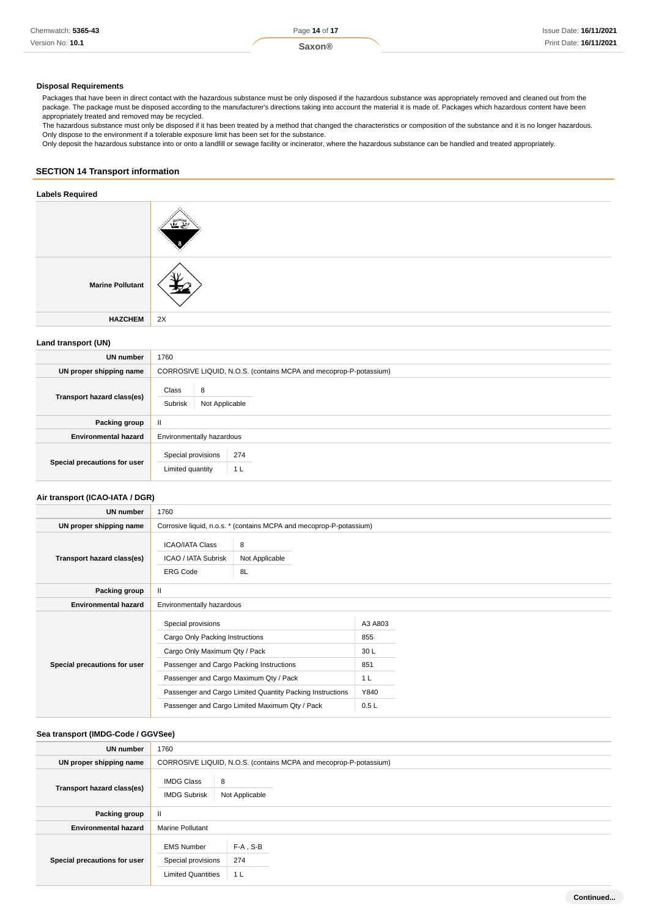### Disposal Requirements

Packages that have been in direct contact with the hazardous substance must be only disposed if the hazardous substance was appropriately removed and cleaned out from the package. The package must be disposed according to the manufacturer's directions taking into account the material it is made of. Packages which hazardous content have been appropriately treated and removed may be recycled.
The hazardous substance must only be disposed if it has been treated by a method that changed the characteristics or composition of the substance and it is no longer hazardous.
Only dispose to the environment if a tolerable exposure limit has been set for the substance.
Only deposit the hazardous substance into or onto a landfill or sewage facility or incinerator, where the hazardous substance can be handled and treated appropriately.

## SECTION 14 Transport information

### Labels Required

| | |
|---|---|
| | |
| **Marine Pollutant** | |
| **HAZCHEM** | 2X |

### Land transport (UN)

| | |
|---|---|
| **UN number** | 1760 |
| **UN proper shipping name** | CORROSIVE LIQUID, N.O.S. (contains MCPA and mecoprop-P-potassium) |
| **Transport hazard class(es)** | Class: 8<br>Subrisk: Not Applicable |
| **Packing group** | II |
| **Environmental hazard** | Environmentally hazardous |
| **Special precautions for user** | Special provisions: 274<br>Limited quantity: 1 L |

### Air transport (ICAO-IATA / DGR)

| | |
|---|---|
| **UN number** | 1760 |
| **UN proper shipping name** | Corrosive liquid, n.o.s. * (contains MCPA and mecoprop-P-potassium) |
| **Transport hazard class(es)** | ICAO/IATA Class: 8<br>ICAO / IATA Subrisk: Not Applicable<br>ERG Code: 8L |
| **Packing group** | II |
| **Environmental hazard** | Environmentally hazardous |
| **Special precautions for user** | Special provisions: A3 A803<br>Cargo Only Packing Instructions: 855<br>Cargo Only Maximum Qty / Pack: 30 L<br>Passenger and Cargo Packing Instructions: 851<br>Passenger and Cargo Maximum Qty / Pack: 1 L<br>Passenger and Cargo Limited Quantity Packing Instructions: Y840<br>Passenger and Cargo Limited Maximum Qty / Pack: 0.5 L |

### Sea transport (IMDG-Code / GGVSee)

| | |
|---|---|
| **UN number** | 1760 |
| **UN proper shipping name** | CORROSIVE LIQUID, N.O.S. (contains MCPA and mecoprop-P-potassium) |
| **Transport hazard class(es)** | IMDG Class: 8<br>IMDG Subrisk: Not Applicable |
| **Packing group** | II |
| **Environmental hazard** | Marine Pollutant |
| **Special precautions for user** | EMS Number: F-A , S-B<br>Special provisions: 274<br>Limited Quantities: 1 L |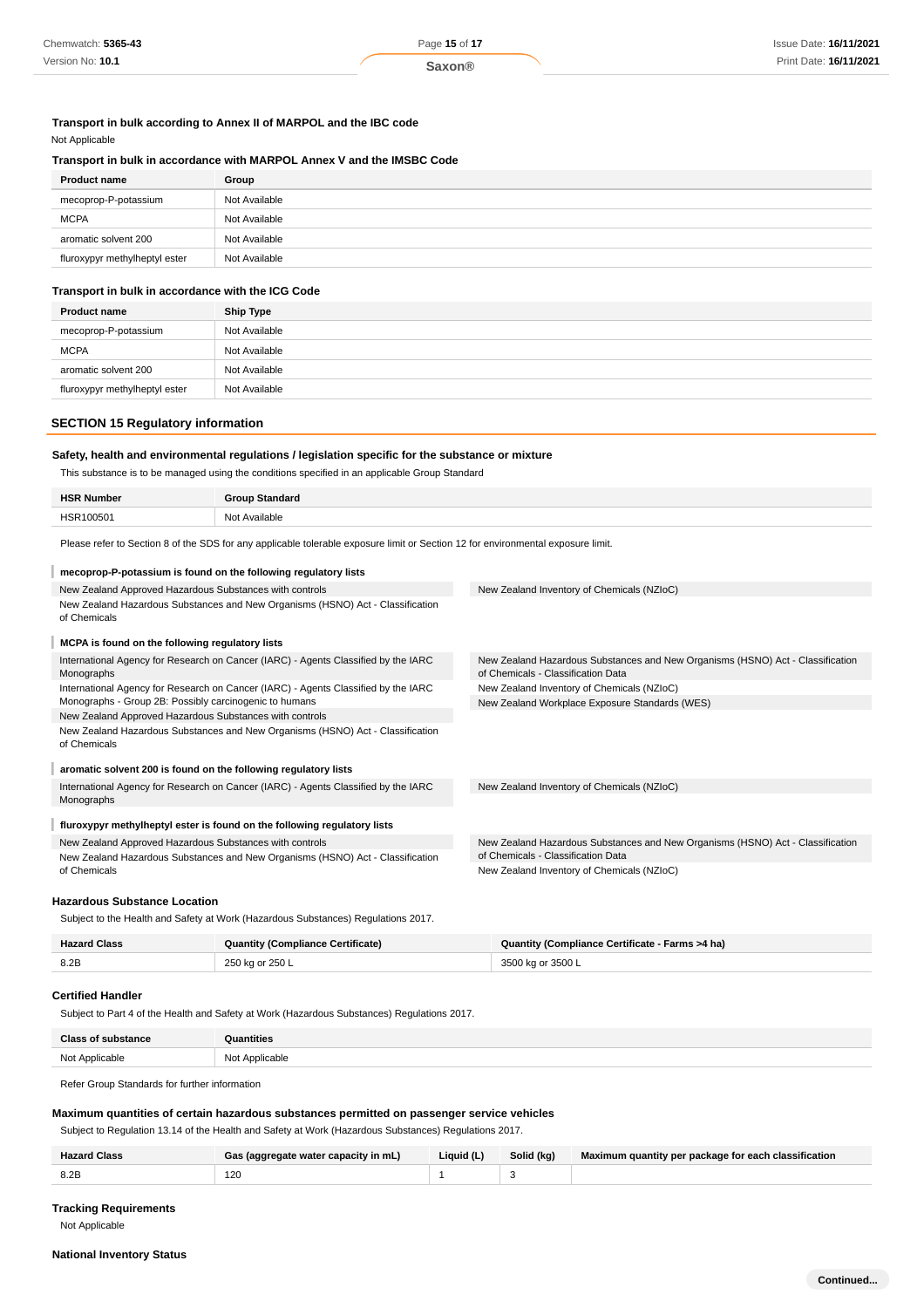### Transport in bulk according to Annex II of MARPOL and the IBC code

Not Applicable

### Transport in bulk in accordance with MARPOL Annex V and the IMSBC Code

| Product name | Group |
|---|---|
| mecoprop-P-potassium | Not Available |
| MCPA | Not Available |
| aromatic solvent 200 | Not Available |
| fluroxypyr methylheptyl ester | Not Available |

### Transport in bulk in accordance with the ICG Code

| Product name | Ship Type |
|---|---|
| mecoprop-P-potassium | Not Available |
| MCPA | Not Available |
| aromatic solvent 200 | Not Available |
| fluroxypyr methylheptyl ester | Not Available |

## SECTION 15 Regulatory information

### Safety, health and environmental regulations / legislation specific for the substance or mixture

This substance is to be managed using the conditions specified in an applicable Group Standard

| HSR Number | Group Standard |
|---|---|
| HSR100501 | Not Available |

Please refer to Section 8 of the SDS for any applicable tolerable exposure limit or Section 12 for environmental exposure limit.

**mecoprop-P-potassium is found on the following regulatory lists**

- New Zealand Approved Hazardous Substances with controls
- New Zealand Hazardous Substances and New Organisms (HSNO) Act - Classification of Chemicals
- New Zealand Inventory of Chemicals (NZIoC)

**MCPA is found on the following regulatory lists**

- International Agency for Research on Cancer (IARC) - Agents Classified by the IARC Monographs
- International Agency for Research on Cancer (IARC) - Agents Classified by the IARC Monographs - Group 2B: Possibly carcinogenic to humans
- New Zealand Approved Hazardous Substances with controls
- New Zealand Hazardous Substances and New Organisms (HSNO) Act - Classification of Chemicals
- New Zealand Hazardous Substances and New Organisms (HSNO) Act - Classification of Chemicals - Classification Data
- New Zealand Inventory of Chemicals (NZIoC)
- New Zealand Workplace Exposure Standards (WES)

**aromatic solvent 200 is found on the following regulatory lists**

- International Agency for Research on Cancer (IARC) - Agents Classified by the IARC Monographs
- New Zealand Inventory of Chemicals (NZIoC)

**fluroxypyr methylheptyl ester is found on the following regulatory lists**

- New Zealand Approved Hazardous Substances with controls
- New Zealand Hazardous Substances and New Organisms (HSNO) Act - Classification of Chemicals
- New Zealand Hazardous Substances and New Organisms (HSNO) Act - Classification of Chemicals - Classification Data
- New Zealand Inventory of Chemicals (NZIoC)

### Hazardous Substance Location

Subject to the Health and Safety at Work (Hazardous Substances) Regulations 2017.

| Hazard Class | Quantity (Compliance Certificate) | Quantity (Compliance Certificate - Farms >4 ha) |
|---|---|---|
| 8.2B | 250 kg or 250 L | 3500 kg or 3500 L |

### Certified Handler

Subject to Part 4 of the Health and Safety at Work (Hazardous Substances) Regulations 2017.

| Class of substance | Quantities |
|---|---|
| Not Applicable | Not Applicable |

Refer Group Standards for further information

### Maximum quantities of certain hazardous substances permitted on passenger service vehicles

Subject to Regulation 13.14 of the Health and Safety at Work (Hazardous Substances) Regulations 2017.

| Hazard Class | Gas (aggregate water capacity in mL) | Liquid (L) | Solid (kg) | Maximum quantity per package for each classification |
|---|---|---|---|---|
| 8.2B | 120 | 1 | 3 | |

### Tracking Requirements

Not Applicable

### National Inventory Status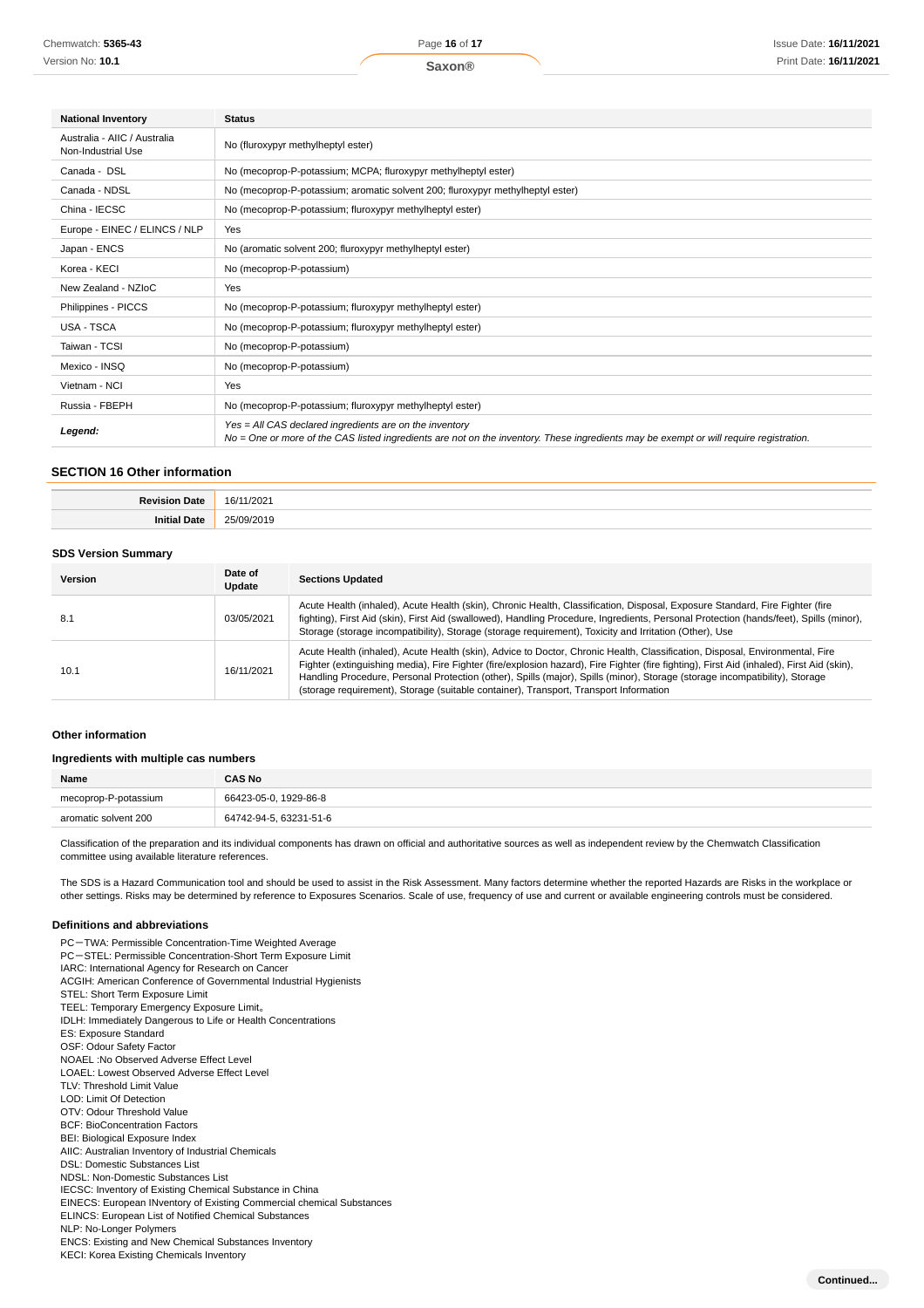| National Inventory | Status |
|---|---|
| Australia - AIIC / Australia Non-Industrial Use | No (fluroxypyr methylheptyl ester) |
| Canada - DSL | No (mecoprop-P-potassium; MCPA; fluroxypyr methylheptyl ester) |
| Canada - NDSL | No (mecoprop-P-potassium; aromatic solvent 200; fluroxypyr methylheptyl ester) |
| China - IECSC | No (mecoprop-P-potassium; fluroxypyr methylheptyl ester) |
| Europe - EINEC / ELINCS / NLP | Yes |
| Japan - ENCS | No (aromatic solvent 200; fluroxypyr methylheptyl ester) |
| Korea - KECI | No (mecoprop-P-potassium) |
| New Zealand - NZIoC | Yes |
| Philippines - PICCS | No (mecoprop-P-potassium; fluroxypyr methylheptyl ester) |
| USA - TSCA | No (mecoprop-P-potassium; fluroxypyr methylheptyl ester) |
| Taiwan - TCSI | No (mecoprop-P-potassium) |
| Mexico - INSQ | No (mecoprop-P-potassium) |
| Vietnam - NCI | Yes |
| Russia - FBEPH | No (mecoprop-P-potassium; fluroxypyr methylheptyl ester) |
| ***Legend:*** | *Yes = All CAS declared ingredients are on the inventory*<br>*No = One or more of the CAS listed ingredients are not on the inventory. These ingredients may be exempt or will require registration.* |

## SECTION 16 Other information

| | |
|---|---|
| **Revision Date** | 16/11/2021 |
| **Initial Date** | 25/09/2019 |

### SDS Version Summary

| Version | Date of Update | Sections Updated |
|---|---|---|
| 8.1 | 03/05/2021 | Acute Health (inhaled), Acute Health (skin), Chronic Health, Classification, Disposal, Exposure Standard, Fire Fighter (fire fighting), First Aid (skin), First Aid (swallowed), Handling Procedure, Ingredients, Personal Protection (hands/feet), Spills (minor), Storage (storage incompatibility), Storage (storage requirement), Toxicity and Irritation (Other), Use |
| 10.1 | 16/11/2021 | Acute Health (inhaled), Acute Health (skin), Advice to Doctor, Chronic Health, Classification, Disposal, Environmental, Fire Fighter (extinguishing media), Fire Fighter (fire/explosion hazard), Fire Fighter (fire fighting), First Aid (inhaled), First Aid (skin), Handling Procedure, Personal Protection (other), Spills (major), Spills (minor), Storage (storage incompatibility), Storage (storage requirement), Storage (suitable container), Transport, Transport Information |

### Other information

### Ingredients with multiple cas numbers

| Name | CAS No |
|---|---|
| mecoprop-P-potassium | 66423-05-0, 1929-86-8 |
| aromatic solvent 200 | 64742-94-5, 63231-51-6 |

Classification of the preparation and its individual components has drawn on official and authoritative sources as well as independent review by the Chemwatch Classification committee using available literature references.

The SDS is a Hazard Communication tool and should be used to assist in the Risk Assessment. Many factors determine whether the reported Hazards are Risks in the workplace or other settings. Risks may be determined by reference to Exposures Scenarios. Scale of use, frequency of use and current or available engineering controls must be considered.

### Definitions and abbreviations

PC－TWA: Permissible Concentration-Time Weighted Average
PC－STEL: Permissible Concentration-Short Term Exposure Limit
IARC: International Agency for Research on Cancer
ACGIH: American Conference of Governmental Industrial Hygienists
STEL: Short Term Exposure Limit
TEEL: Temporary Emergency Exposure Limit。
IDLH: Immediately Dangerous to Life or Health Concentrations
ES: Exposure Standard
OSF: Odour Safety Factor
NOAEL :No Observed Adverse Effect Level
LOAEL: Lowest Observed Adverse Effect Level
TLV: Threshold Limit Value
LOD: Limit Of Detection
OTV: Odour Threshold Value
BCF: BioConcentration Factors
BEI: Biological Exposure Index
AIIC: Australian Inventory of Industrial Chemicals
DSL: Domestic Substances List
NDSL: Non-Domestic Substances List
IECSC: Inventory of Existing Chemical Substance in China
EINECS: European INventory of Existing Commercial chemical Substances
ELINCS: European List of Notified Chemical Substances
NLP: No-Longer Polymers
ENCS: Existing and New Chemical Substances Inventory
KECI: Korea Existing Chemicals Inventory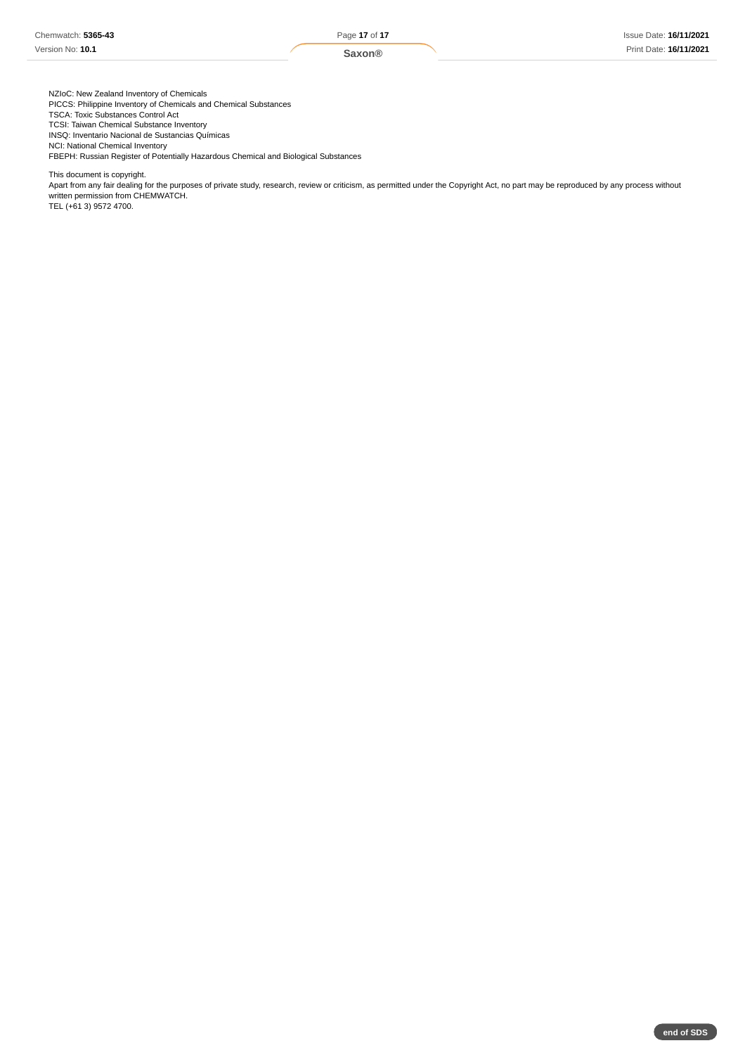NZIoC: New Zealand Inventory of Chemicals
PICCS: Philippine Inventory of Chemicals and Chemical Substances
TSCA: Toxic Substances Control Act
TCSI: Taiwan Chemical Substance Inventory
INSQ: Inventario Nacional de Sustancias Químicas
NCI: National Chemical Inventory
FBEPH: Russian Register of Potentially Hazardous Chemical and Biological Substances

This document is copyright.
Apart from any fair dealing for the purposes of private study, research, review or criticism, as permitted under the Copyright Act, no part may be reproduced by any process without written permission from CHEMWATCH.
TEL (+61 3) 9572 4700.

**end of SDS**